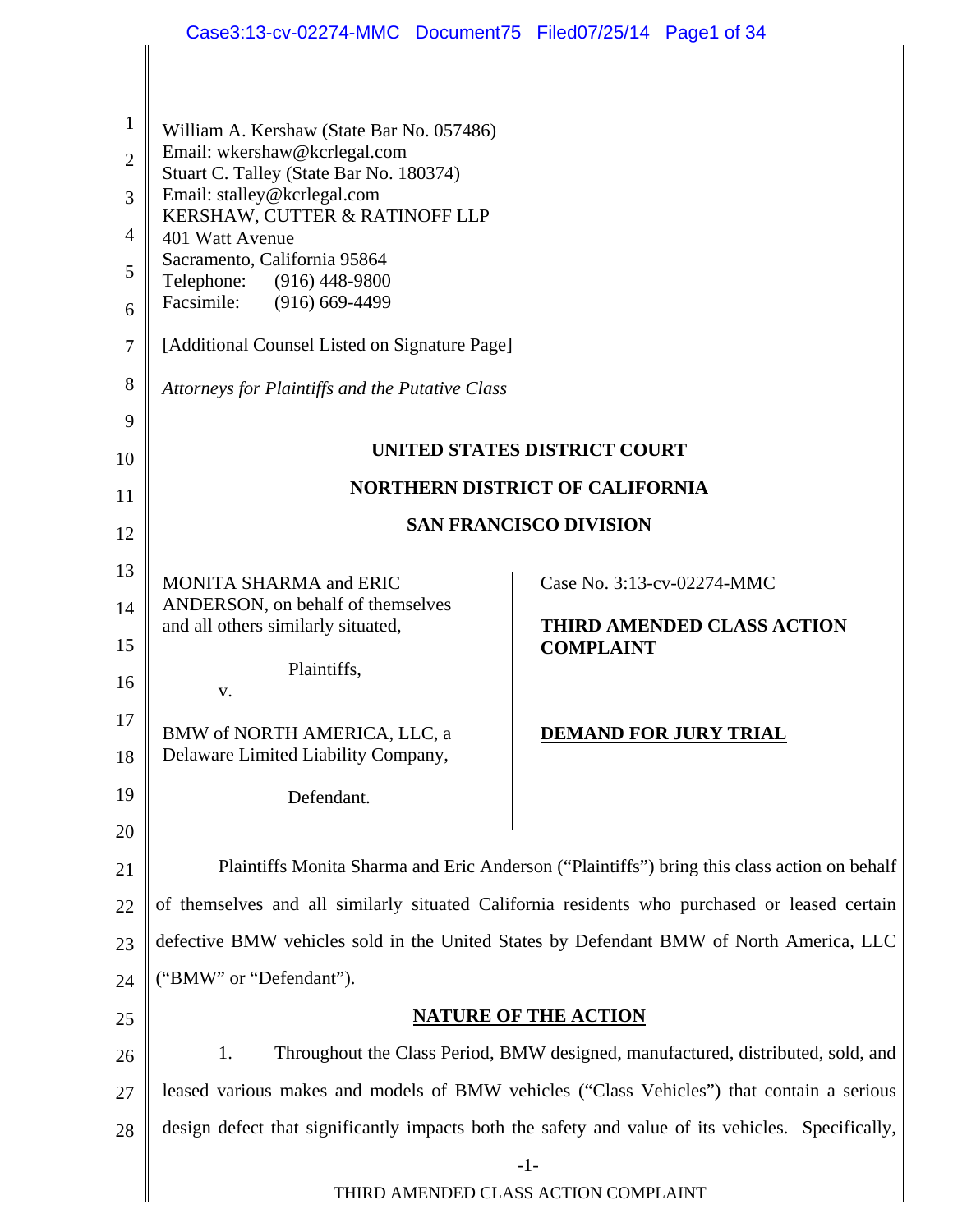William A. Kershaw (State Bar No. 057486)
Email: wkershaw@kcrlegal.com
Stuart C. Talley (State Bar No. 180374)
Email: stalley@kcrlegal.com
KERSHAW, CUTTER & RATINOFF LLP
401 Watt Avenue
Sacramento, California 95864
Telephone: (916) 448-9800
Facsimile: (916) 669-4499

[Additional Counsel Listed on Signature Page]

*Attorneys for Plaintiffs and the Putative Class*

**UNITED STATES DISTRICT COURT**

**NORTHERN DISTRICT OF CALIFORNIA**

**SAN FRANCISCO DIVISION**

MONITA SHARMA and ERIC ANDERSON, on behalf of themselves and all others similarly situated,

Plaintiffs,

v.

BMW of NORTH AMERICA, LLC, a Delaware Limited Liability Company,

Defendant.

Case No. 3:13-cv-02274-MMC

**THIRD AMENDED CLASS ACTION COMPLAINT**

**DEMAND FOR JURY TRIAL**

Plaintiffs Monita Sharma and Eric Anderson ("Plaintiffs") bring this class action on behalf of themselves and all similarly situated California residents who purchased or leased certain defective BMW vehicles sold in the United States by Defendant BMW of North America, LLC ("BMW" or "Defendant").

## NATURE OF THE ACTION

1. Throughout the Class Period, BMW designed, manufactured, distributed, sold, and leased various makes and models of BMW vehicles ("Class Vehicles") that contain a serious design defect that significantly impacts both the safety and value of its vehicles. Specifically,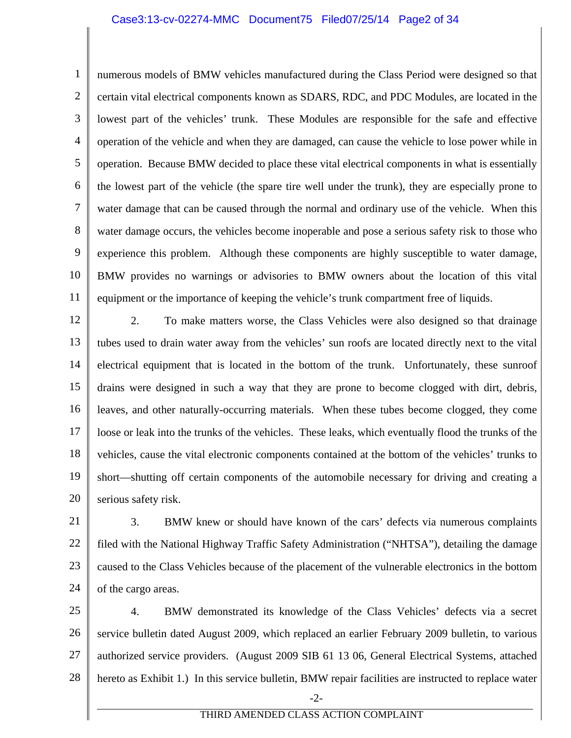numerous models of BMW vehicles manufactured during the Class Period were designed so that certain vital electrical components known as SDARS, RDC, and PDC Modules, are located in the lowest part of the vehicles' trunk. These Modules are responsible for the safe and effective operation of the vehicle and when they are damaged, can cause the vehicle to lose power while in operation. Because BMW decided to place these vital electrical components in what is essentially the lowest part of the vehicle (the spare tire well under the trunk), they are especially prone to water damage that can be caused through the normal and ordinary use of the vehicle. When this water damage occurs, the vehicles become inoperable and pose a serious safety risk to those who experience this problem. Although these components are highly susceptible to water damage, BMW provides no warnings or advisories to BMW owners about the location of this vital equipment or the importance of keeping the vehicle's trunk compartment free of liquids.

2. To make matters worse, the Class Vehicles were also designed so that drainage tubes used to drain water away from the vehicles' sun roofs are located directly next to the vital electrical equipment that is located in the bottom of the trunk. Unfortunately, these sunroof drains were designed in such a way that they are prone to become clogged with dirt, debris, leaves, and other naturally-occurring materials. When these tubes become clogged, they come loose or leak into the trunks of the vehicles. These leaks, which eventually flood the trunks of the vehicles, cause the vital electronic components contained at the bottom of the vehicles' trunks to short—shutting off certain components of the automobile necessary for driving and creating a serious safety risk.

3. BMW knew or should have known of the cars' defects via numerous complaints filed with the National Highway Traffic Safety Administration ("NHTSA"), detailing the damage caused to the Class Vehicles because of the placement of the vulnerable electronics in the bottom of the cargo areas.

4. BMW demonstrated its knowledge of the Class Vehicles' defects via a secret service bulletin dated August 2009, which replaced an earlier February 2009 bulletin, to various authorized service providers. (August 2009 SIB 61 13 06, General Electrical Systems, attached hereto as Exhibit 1.) In this service bulletin, BMW repair facilities are instructed to replace water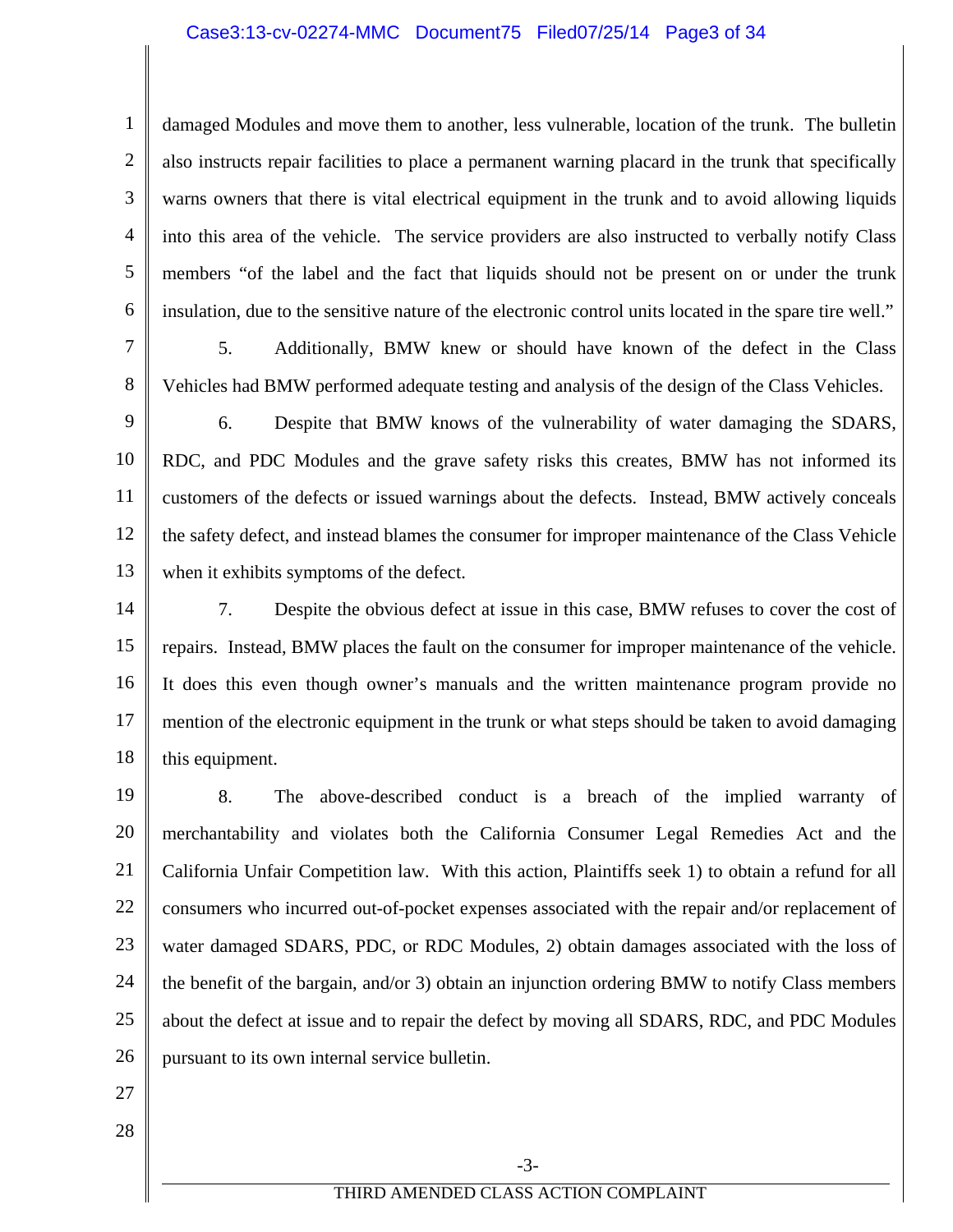damaged Modules and move them to another, less vulnerable, location of the trunk. The bulletin also instructs repair facilities to place a permanent warning placard in the trunk that specifically warns owners that there is vital electrical equipment in the trunk and to avoid allowing liquids into this area of the vehicle. The service providers are also instructed to verbally notify Class members "of the label and the fact that liquids should not be present on or under the trunk insulation, due to the sensitive nature of the electronic control units located in the spare tire well."

5. Additionally, BMW knew or should have known of the defect in the Class Vehicles had BMW performed adequate testing and analysis of the design of the Class Vehicles.

6. Despite that BMW knows of the vulnerability of water damaging the SDARS, RDC, and PDC Modules and the grave safety risks this creates, BMW has not informed its customers of the defects or issued warnings about the defects. Instead, BMW actively conceals the safety defect, and instead blames the consumer for improper maintenance of the Class Vehicle when it exhibits symptoms of the defect.

7. Despite the obvious defect at issue in this case, BMW refuses to cover the cost of repairs. Instead, BMW places the fault on the consumer for improper maintenance of the vehicle. It does this even though owner's manuals and the written maintenance program provide no mention of the electronic equipment in the trunk or what steps should be taken to avoid damaging this equipment.

8. The above-described conduct is a breach of the implied warranty of merchantability and violates both the California Consumer Legal Remedies Act and the California Unfair Competition law. With this action, Plaintiffs seek 1) to obtain a refund for all consumers who incurred out-of-pocket expenses associated with the repair and/or replacement of water damaged SDARS, PDC, or RDC Modules, 2) obtain damages associated with the loss of the benefit of the bargain, and/or 3) obtain an injunction ordering BMW to notify Class members about the defect at issue and to repair the defect by moving all SDARS, RDC, and PDC Modules pursuant to its own internal service bulletin.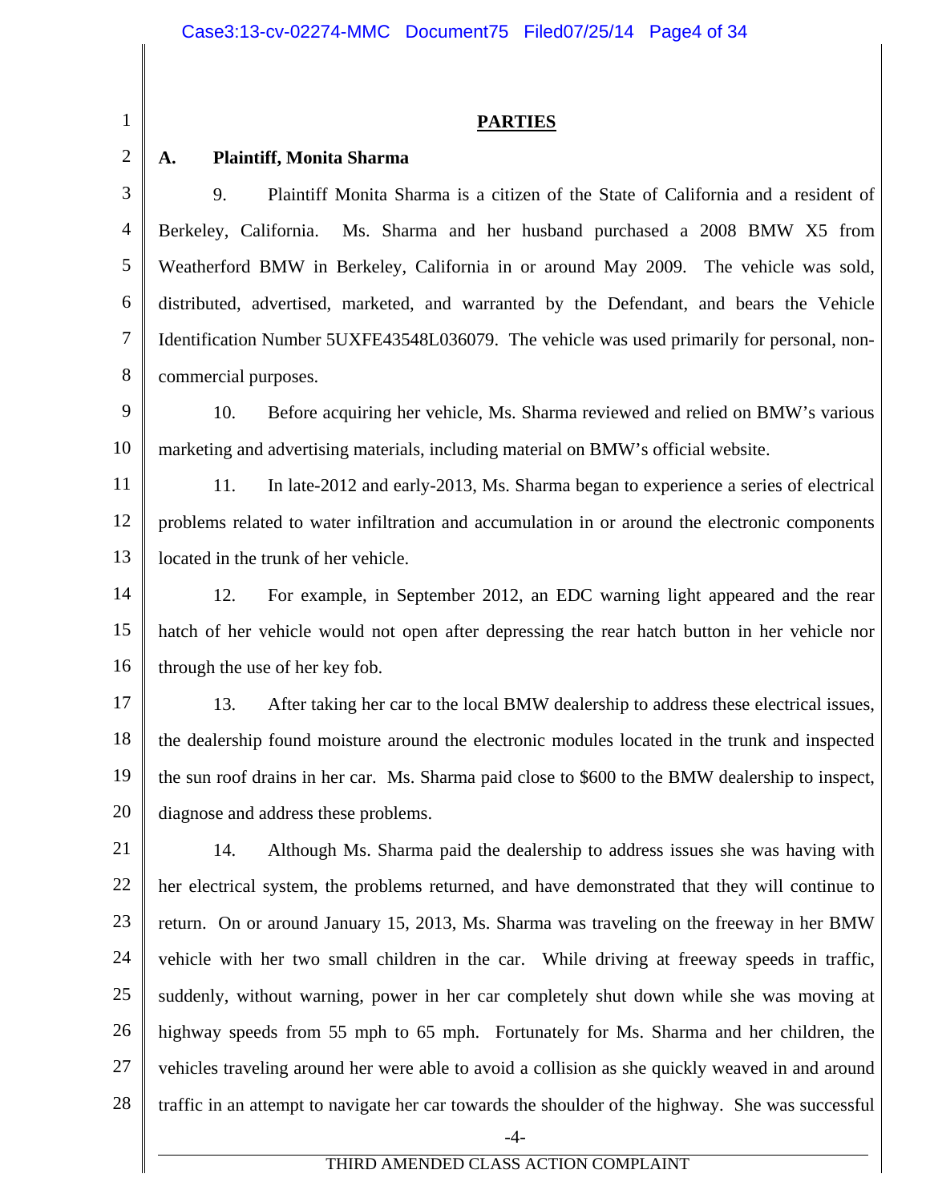## PARTIES

### A. Plaintiff, Monita Sharma

9. Plaintiff Monita Sharma is a citizen of the State of California and a resident of Berkeley, California. Ms. Sharma and her husband purchased a 2008 BMW X5 from Weatherford BMW in Berkeley, California in or around May 2009. The vehicle was sold, distributed, advertised, marketed, and warranted by the Defendant, and bears the Vehicle Identification Number 5UXFE43548L036079. The vehicle was used primarily for personal, non-commercial purposes.

10. Before acquiring her vehicle, Ms. Sharma reviewed and relied on BMW's various marketing and advertising materials, including material on BMW's official website.

11. In late-2012 and early-2013, Ms. Sharma began to experience a series of electrical problems related to water infiltration and accumulation in or around the electronic components located in the trunk of her vehicle.

12. For example, in September 2012, an EDC warning light appeared and the rear hatch of her vehicle would not open after depressing the rear hatch button in her vehicle nor through the use of her key fob.

13. After taking her car to the local BMW dealership to address these electrical issues, the dealership found moisture around the electronic modules located in the trunk and inspected the sun roof drains in her car. Ms. Sharma paid close to $600 to the BMW dealership to inspect, diagnose and address these problems.

14. Although Ms. Sharma paid the dealership to address issues she was having with her electrical system, the problems returned, and have demonstrated that they will continue to return. On or around January 15, 2013, Ms. Sharma was traveling on the freeway in her BMW vehicle with her two small children in the car. While driving at freeway speeds in traffic, suddenly, without warning, power in her car completely shut down while she was moving at highway speeds from 55 mph to 65 mph. Fortunately for Ms. Sharma and her children, the vehicles traveling around her were able to avoid a collision as she quickly weaved in and around traffic in an attempt to navigate her car towards the shoulder of the highway. She was successful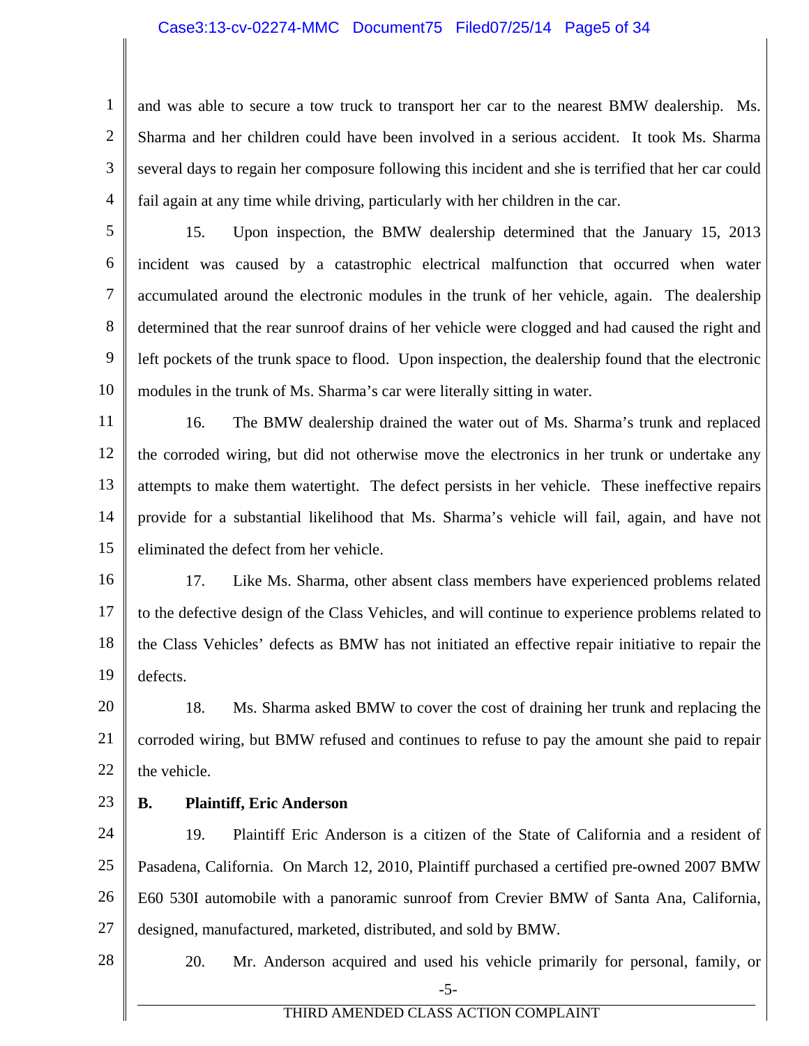and was able to secure a tow truck to transport her car to the nearest BMW dealership. Ms. Sharma and her children could have been involved in a serious accident. It took Ms. Sharma several days to regain her composure following this incident and she is terrified that her car could fail again at any time while driving, particularly with her children in the car.

15. Upon inspection, the BMW dealership determined that the January 15, 2013 incident was caused by a catastrophic electrical malfunction that occurred when water accumulated around the electronic modules in the trunk of her vehicle, again. The dealership determined that the rear sunroof drains of her vehicle were clogged and had caused the right and left pockets of the trunk space to flood. Upon inspection, the dealership found that the electronic modules in the trunk of Ms. Sharma's car were literally sitting in water.

16. The BMW dealership drained the water out of Ms. Sharma's trunk and replaced the corroded wiring, but did not otherwise move the electronics in her trunk or undertake any attempts to make them watertight. The defect persists in her vehicle. These ineffective repairs provide for a substantial likelihood that Ms. Sharma's vehicle will fail, again, and have not eliminated the defect from her vehicle.

17. Like Ms. Sharma, other absent class members have experienced problems related to the defective design of the Class Vehicles, and will continue to experience problems related to the Class Vehicles' defects as BMW has not initiated an effective repair initiative to repair the defects.

18. Ms. Sharma asked BMW to cover the cost of draining her trunk and replacing the corroded wiring, but BMW refused and continues to refuse to pay the amount she paid to repair the vehicle.

**B. Plaintiff, Eric Anderson**

19. Plaintiff Eric Anderson is a citizen of the State of California and a resident of Pasadena, California. On March 12, 2010, Plaintiff purchased a certified pre-owned 2007 BMW E60 530I automobile with a panoramic sunroof from Crevier BMW of Santa Ana, California, designed, manufactured, marketed, distributed, and sold by BMW.

20. Mr. Anderson acquired and used his vehicle primarily for personal, family, or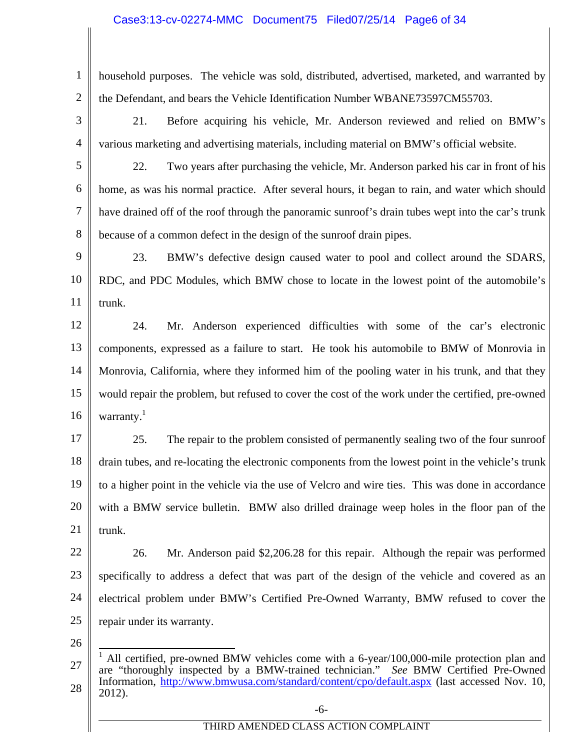household purposes. The vehicle was sold, distributed, advertised, marketed, and warranted by the Defendant, and bears the Vehicle Identification Number WBANE73597CM55703.

21. Before acquiring his vehicle, Mr. Anderson reviewed and relied on BMW's various marketing and advertising materials, including material on BMW's official website.

22. Two years after purchasing the vehicle, Mr. Anderson parked his car in front of his home, as was his normal practice. After several hours, it began to rain, and water which should have drained off of the roof through the panoramic sunroof's drain tubes wept into the car's trunk because of a common defect in the design of the sunroof drain pipes.

23. BMW's defective design caused water to pool and collect around the SDARS, RDC, and PDC Modules, which BMW chose to locate in the lowest point of the automobile's trunk.

24. Mr. Anderson experienced difficulties with some of the car's electronic components, expressed as a failure to start. He took his automobile to BMW of Monrovia in Monrovia, California, where they informed him of the pooling water in his trunk, and that they would repair the problem, but refused to cover the cost of the work under the certified, pre-owned warranty.[1]

25. The repair to the problem consisted of permanently sealing two of the four sunroof drain tubes, and re-locating the electronic components from the lowest point in the vehicle's trunk to a higher point in the vehicle via the use of Velcro and wire ties. This was done in accordance with a BMW service bulletin. BMW also drilled drainage weep holes in the floor pan of the trunk.

26. Mr. Anderson paid $2,206.28 for this repair. Although the repair was performed specifically to address a defect that was part of the design of the vehicle and covered as an electrical problem under BMW's Certified Pre-Owned Warranty, BMW refused to cover the repair under its warranty.

---

[1] All certified, pre-owned BMW vehicles come with a 6-year/100,000-mile protection plan and are "thoroughly inspected by a BMW-trained technician." *See* BMW Certified Pre-Owned Information, http://www.bmwusa.com/standard/content/cpo/default.aspx (last accessed Nov. 10, 2012).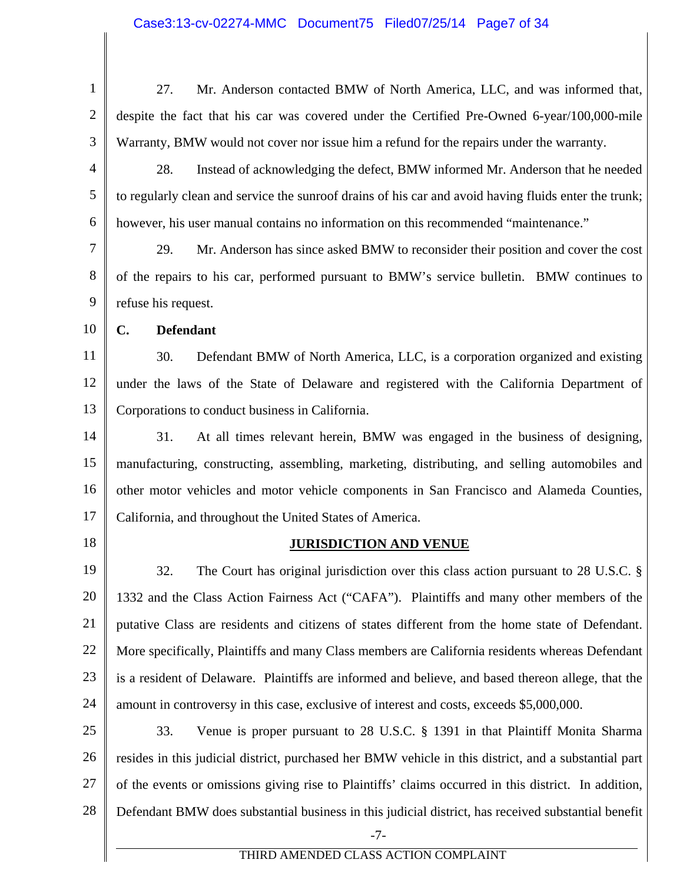27. Mr. Anderson contacted BMW of North America, LLC, and was informed that, despite the fact that his car was covered under the Certified Pre-Owned 6-year/100,000-mile Warranty, BMW would not cover nor issue him a refund for the repairs under the warranty.

28. Instead of acknowledging the defect, BMW informed Mr. Anderson that he needed to regularly clean and service the sunroof drains of his car and avoid having fluids enter the trunk; however, his user manual contains no information on this recommended "maintenance."

29. Mr. Anderson has since asked BMW to reconsider their position and cover the cost of the repairs to his car, performed pursuant to BMW's service bulletin. BMW continues to refuse his request.

### C. Defendant

30. Defendant BMW of North America, LLC, is a corporation organized and existing under the laws of the State of Delaware and registered with the California Department of Corporations to conduct business in California.

31. At all times relevant herein, BMW was engaged in the business of designing, manufacturing, constructing, assembling, marketing, distributing, and selling automobiles and other motor vehicles and motor vehicle components in San Francisco and Alameda Counties, California, and throughout the United States of America.

## JURISDICTION AND VENUE

32. The Court has original jurisdiction over this class action pursuant to 28 U.S.C. § 1332 and the Class Action Fairness Act ("CAFA"). Plaintiffs and many other members of the putative Class are residents and citizens of states different from the home state of Defendant. More specifically, Plaintiffs and many Class members are California residents whereas Defendant is a resident of Delaware. Plaintiffs are informed and believe, and based thereon allege, that the amount in controversy in this case, exclusive of interest and costs, exceeds $5,000,000.

33. Venue is proper pursuant to 28 U.S.C. § 1391 in that Plaintiff Monita Sharma resides in this judicial district, purchased her BMW vehicle in this district, and a substantial part of the events or omissions giving rise to Plaintiffs' claims occurred in this district. In addition, Defendant BMW does substantial business in this judicial district, has received substantial benefit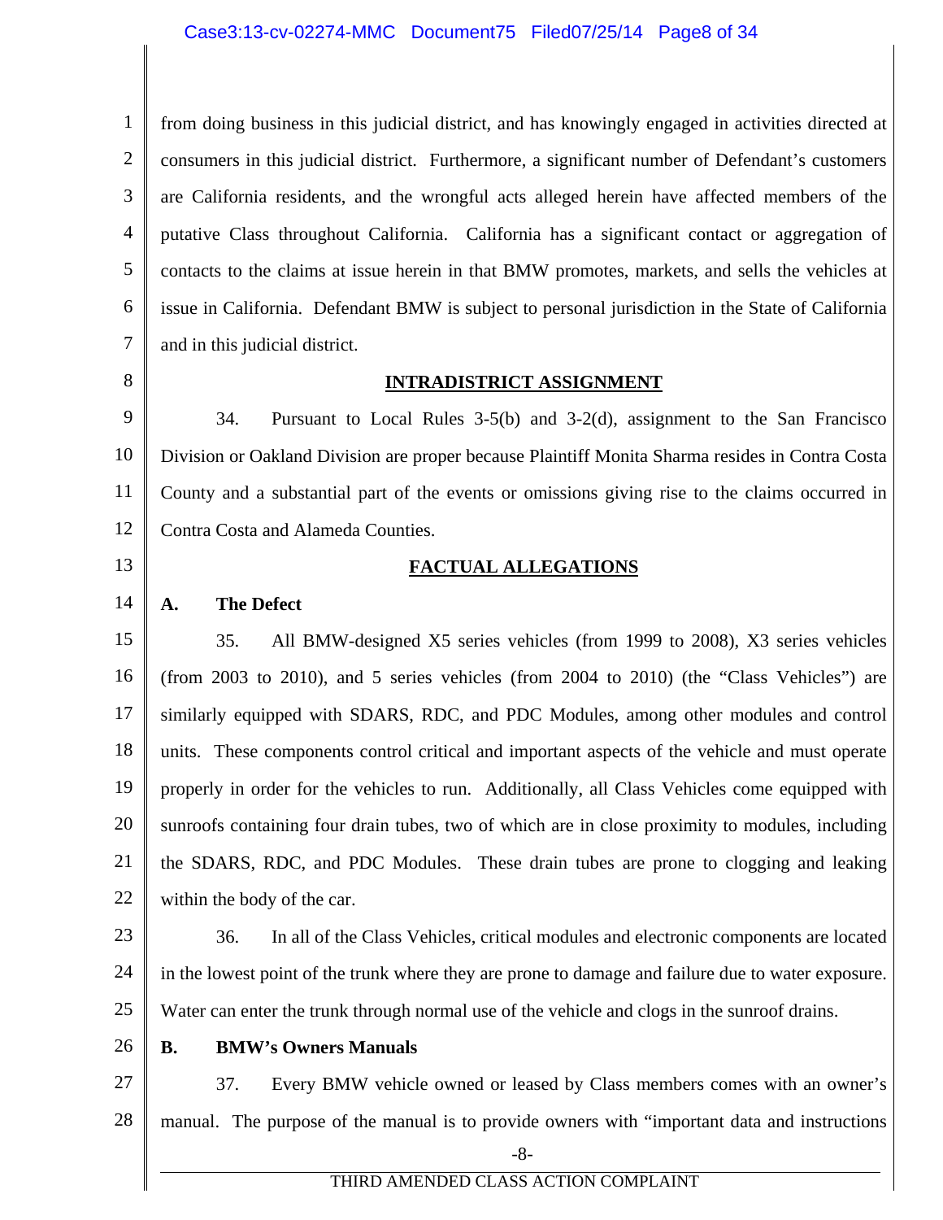from doing business in this judicial district, and has knowingly engaged in activities directed at consumers in this judicial district. Furthermore, a significant number of Defendant's customers are California residents, and the wrongful acts alleged herein have affected members of the putative Class throughout California. California has a significant contact or aggregation of contacts to the claims at issue herein in that BMW promotes, markets, and sells the vehicles at issue in California. Defendant BMW is subject to personal jurisdiction in the State of California and in this judicial district.

## INTRADISTRICT ASSIGNMENT

34. Pursuant to Local Rules 3-5(b) and 3-2(d), assignment to the San Francisco Division or Oakland Division are proper because Plaintiff Monita Sharma resides in Contra Costa County and a substantial part of the events or omissions giving rise to the claims occurred in Contra Costa and Alameda Counties.

## FACTUAL ALLEGATIONS

### A. The Defect

35. All BMW-designed X5 series vehicles (from 1999 to 2008), X3 series vehicles (from 2003 to 2010), and 5 series vehicles (from 2004 to 2010) (the "Class Vehicles") are similarly equipped with SDARS, RDC, and PDC Modules, among other modules and control units. These components control critical and important aspects of the vehicle and must operate properly in order for the vehicles to run. Additionally, all Class Vehicles come equipped with sunroofs containing four drain tubes, two of which are in close proximity to modules, including the SDARS, RDC, and PDC Modules. These drain tubes are prone to clogging and leaking within the body of the car.

36. In all of the Class Vehicles, critical modules and electronic components are located in the lowest point of the trunk where they are prone to damage and failure due to water exposure. Water can enter the trunk through normal use of the vehicle and clogs in the sunroof drains.

### B. BMW's Owners Manuals

37. Every BMW vehicle owned or leased by Class members comes with an owner's manual. The purpose of the manual is to provide owners with "important data and instructions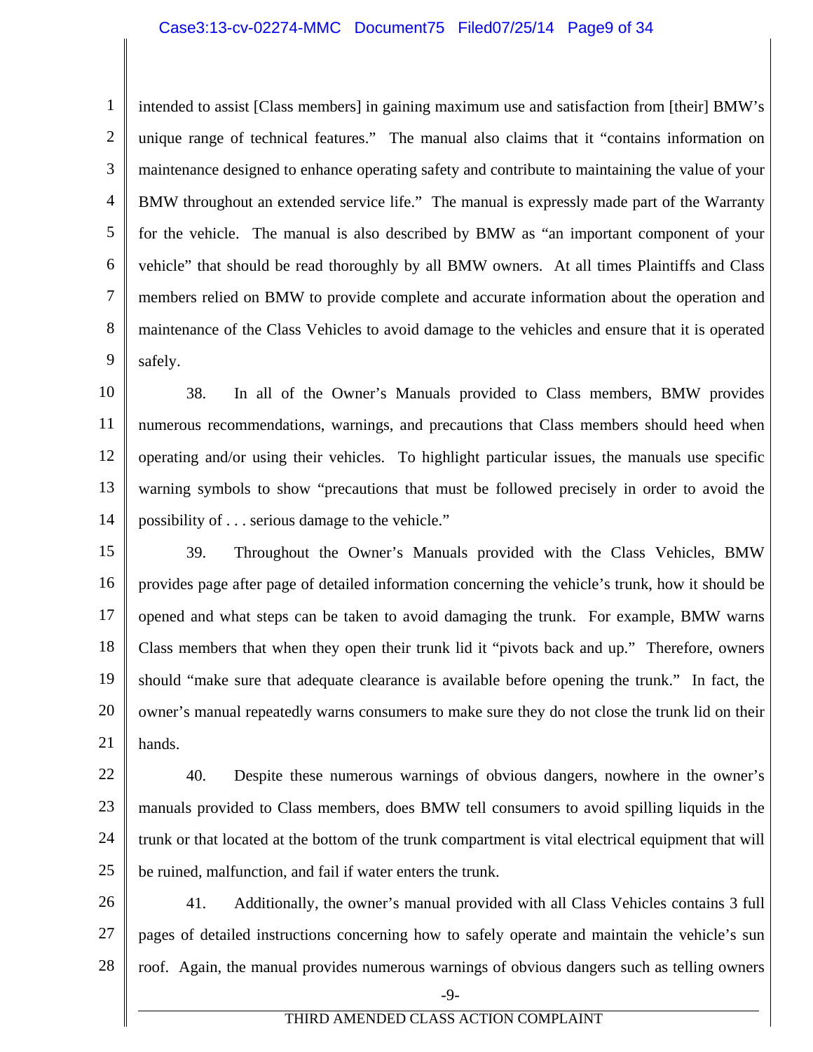intended to assist [Class members] in gaining maximum use and satisfaction from [their] BMW's unique range of technical features." The manual also claims that it "contains information on maintenance designed to enhance operating safety and contribute to maintaining the value of your BMW throughout an extended service life." The manual is expressly made part of the Warranty for the vehicle. The manual is also described by BMW as "an important component of your vehicle" that should be read thoroughly by all BMW owners. At all times Plaintiffs and Class members relied on BMW to provide complete and accurate information about the operation and maintenance of the Class Vehicles to avoid damage to the vehicles and ensure that it is operated safely.

38. In all of the Owner's Manuals provided to Class members, BMW provides numerous recommendations, warnings, and precautions that Class members should heed when operating and/or using their vehicles. To highlight particular issues, the manuals use specific warning symbols to show "precautions that must be followed precisely in order to avoid the possibility of . . . serious damage to the vehicle."

39. Throughout the Owner's Manuals provided with the Class Vehicles, BMW provides page after page of detailed information concerning the vehicle's trunk, how it should be opened and what steps can be taken to avoid damaging the trunk. For example, BMW warns Class members that when they open their trunk lid it "pivots back and up." Therefore, owners should "make sure that adequate clearance is available before opening the trunk." In fact, the owner's manual repeatedly warns consumers to make sure they do not close the trunk lid on their hands.

40. Despite these numerous warnings of obvious dangers, nowhere in the owner's manuals provided to Class members, does BMW tell consumers to avoid spilling liquids in the trunk or that located at the bottom of the trunk compartment is vital electrical equipment that will be ruined, malfunction, and fail if water enters the trunk.

41. Additionally, the owner's manual provided with all Class Vehicles contains 3 full pages of detailed instructions concerning how to safely operate and maintain the vehicle's sun roof. Again, the manual provides numerous warnings of obvious dangers such as telling owners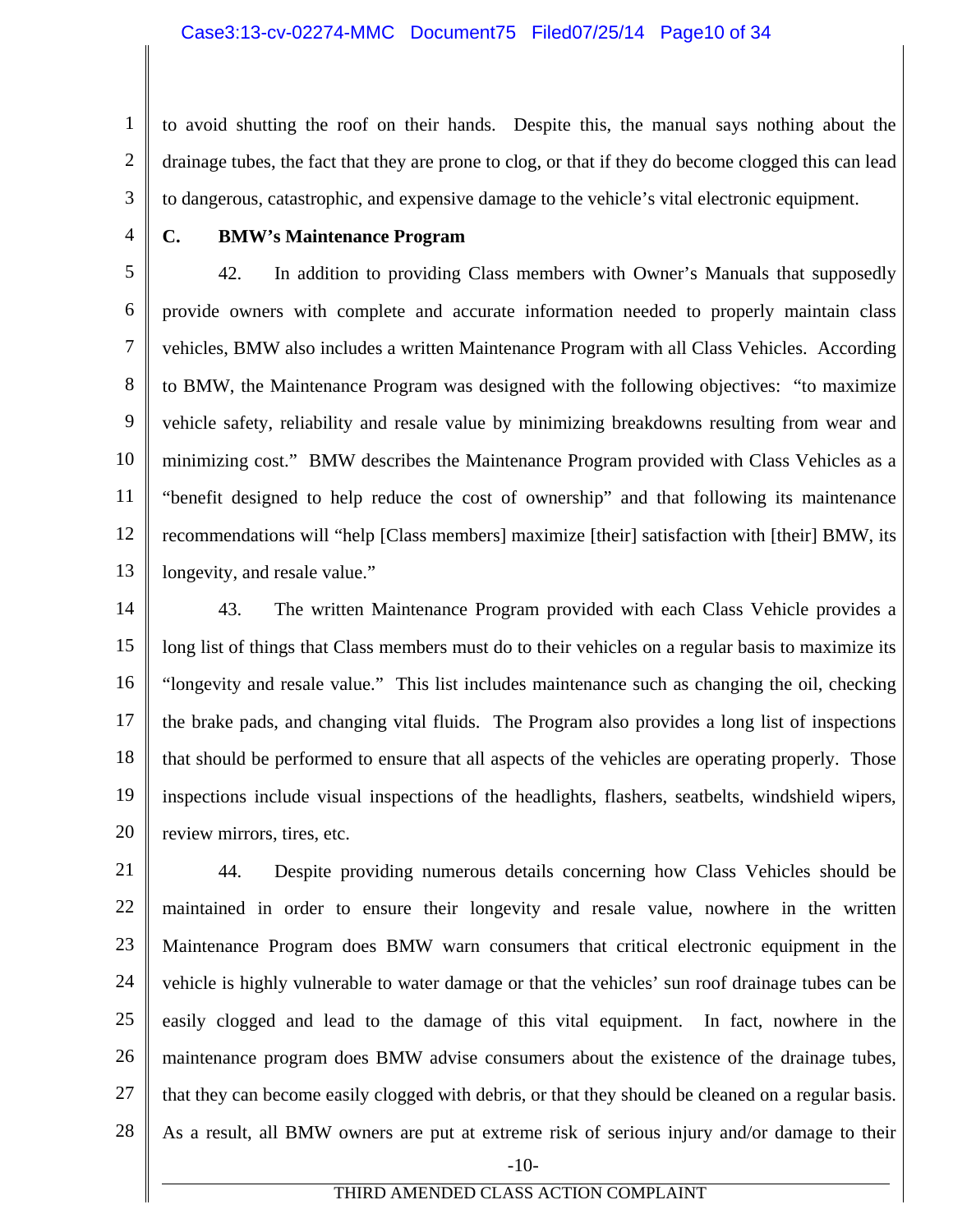to avoid shutting the roof on their hands. Despite this, the manual says nothing about the drainage tubes, the fact that they are prone to clog, or that if they do become clogged this can lead to dangerous, catastrophic, and expensive damage to the vehicle's vital electronic equipment.

### C. BMW's Maintenance Program

42. In addition to providing Class members with Owner's Manuals that supposedly provide owners with complete and accurate information needed to properly maintain class vehicles, BMW also includes a written Maintenance Program with all Class Vehicles. According to BMW, the Maintenance Program was designed with the following objectives: "to maximize vehicle safety, reliability and resale value by minimizing breakdowns resulting from wear and minimizing cost." BMW describes the Maintenance Program provided with Class Vehicles as a "benefit designed to help reduce the cost of ownership" and that following its maintenance recommendations will "help [Class members] maximize [their] satisfaction with [their] BMW, its longevity, and resale value."

43. The written Maintenance Program provided with each Class Vehicle provides a long list of things that Class members must do to their vehicles on a regular basis to maximize its "longevity and resale value." This list includes maintenance such as changing the oil, checking the brake pads, and changing vital fluids. The Program also provides a long list of inspections that should be performed to ensure that all aspects of the vehicles are operating properly. Those inspections include visual inspections of the headlights, flashers, seatbelts, windshield wipers, review mirrors, tires, etc.

44. Despite providing numerous details concerning how Class Vehicles should be maintained in order to ensure their longevity and resale value, nowhere in the written Maintenance Program does BMW warn consumers that critical electronic equipment in the vehicle is highly vulnerable to water damage or that the vehicles' sun roof drainage tubes can be easily clogged and lead to the damage of this vital equipment. In fact, nowhere in the maintenance program does BMW advise consumers about the existence of the drainage tubes, that they can become easily clogged with debris, or that they should be cleaned on a regular basis. As a result, all BMW owners are put at extreme risk of serious injury and/or damage to their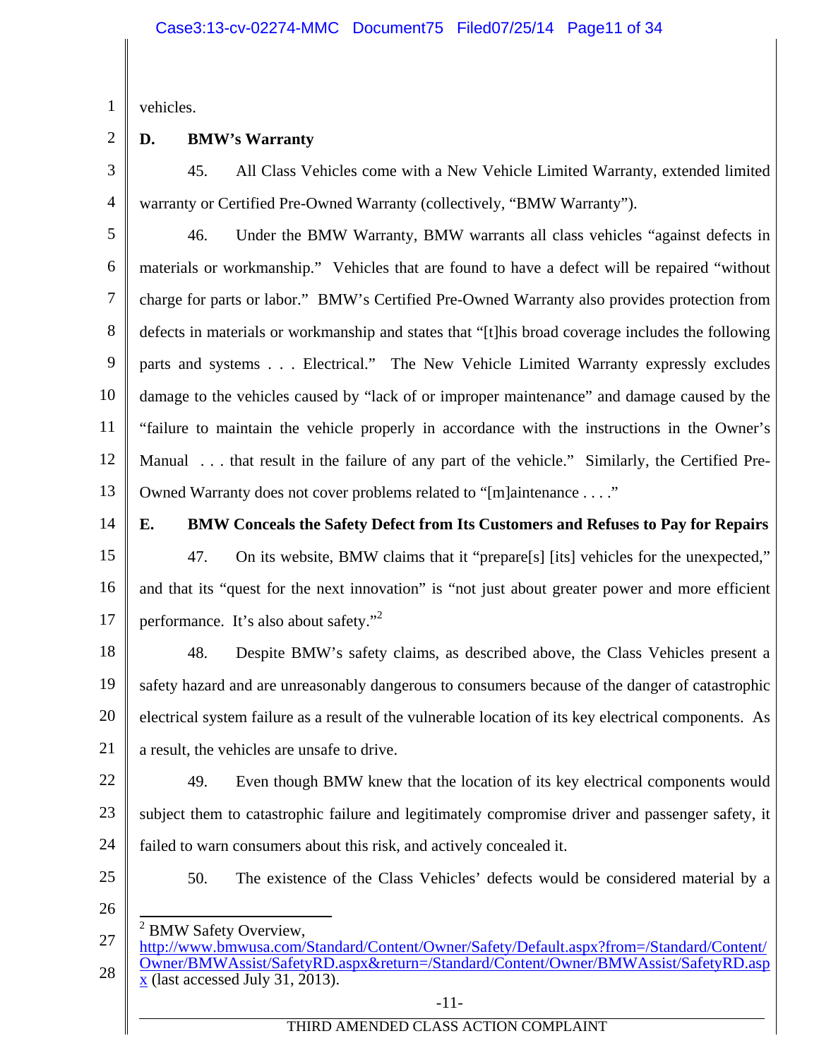vehicles.

**D. BMW's Warranty**

45. All Class Vehicles come with a New Vehicle Limited Warranty, extended limited warranty or Certified Pre-Owned Warranty (collectively, "BMW Warranty").

46. Under the BMW Warranty, BMW warrants all class vehicles "against defects in materials or workmanship." Vehicles that are found to have a defect will be repaired "without charge for parts or labor." BMW's Certified Pre-Owned Warranty also provides protection from defects in materials or workmanship and states that "[t]his broad coverage includes the following parts and systems . . . Electrical." The New Vehicle Limited Warranty expressly excludes damage to the vehicles caused by "lack of or improper maintenance" and damage caused by the "failure to maintain the vehicle properly in accordance with the instructions in the Owner's Manual . . . that result in the failure of any part of the vehicle." Similarly, the Certified Pre-Owned Warranty does not cover problems related to "[m]aintenance . . . ."

**E. BMW Conceals the Safety Defect from Its Customers and Refuses to Pay for Repairs**

47. On its website, BMW claims that it "prepare[s] [its] vehicles for the unexpected," and that its "quest for the next innovation" is "not just about greater power and more efficient performance. It's also about safety."[2]

48. Despite BMW's safety claims, as described above, the Class Vehicles present a safety hazard and are unreasonably dangerous to consumers because of the danger of catastrophic electrical system failure as a result of the vulnerable location of its key electrical components. As a result, the vehicles are unsafe to drive.

49. Even though BMW knew that the location of its key electrical components would subject them to catastrophic failure and legitimately compromise driver and passenger safety, it failed to warn consumers about this risk, and actively concealed it.

50. The existence of the Class Vehicles' defects would be considered material by a

---

[2] BMW Safety Overview, http://www.bmwusa.com/Standard/Content/Owner/Safety/Default.aspx?from=/Standard/Content/Owner/BMWAssist/SafetyRD.aspx&return=/Standard/Content/Owner/BMWAssist/SafetyRD.aspx (last accessed July 31, 2013).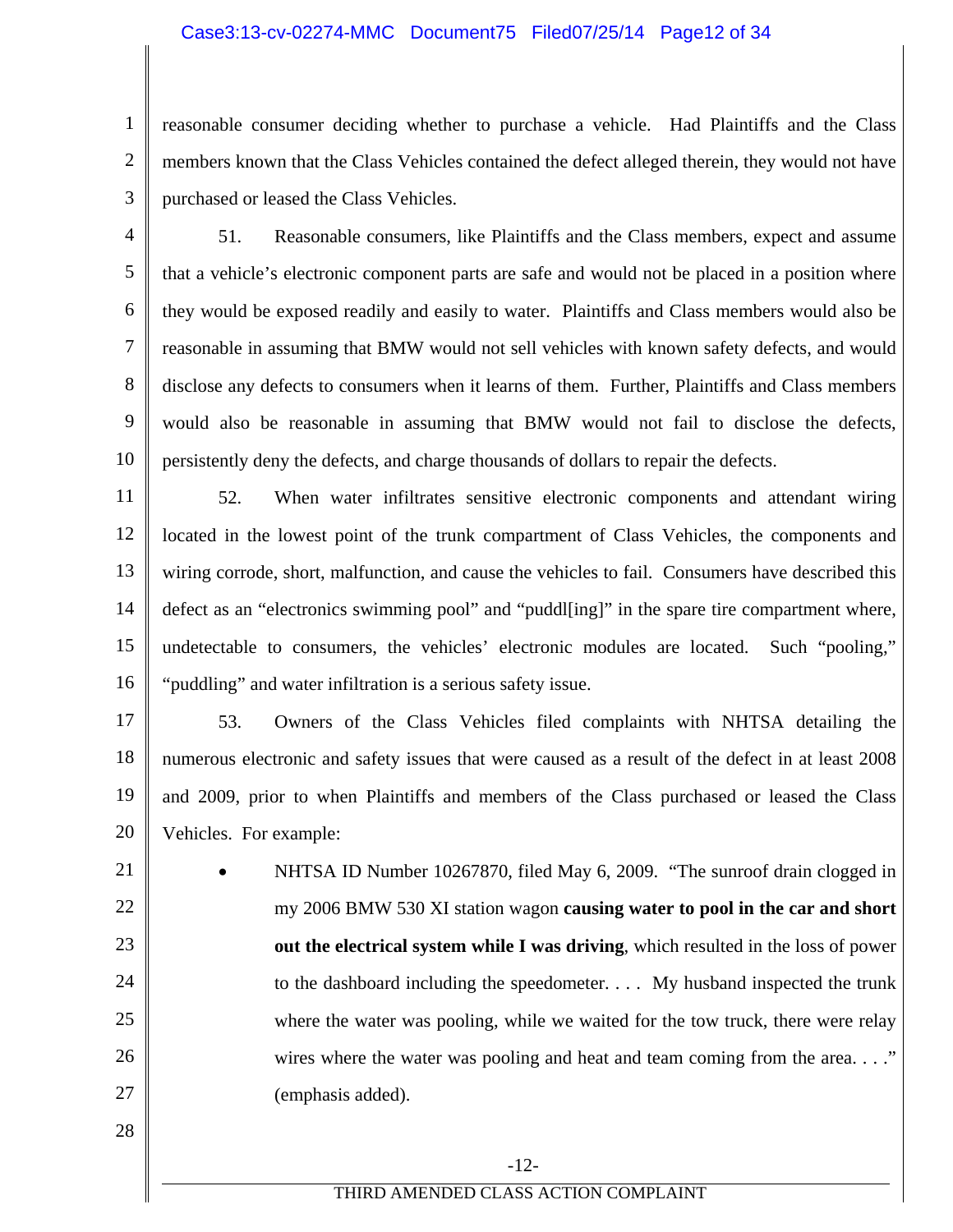reasonable consumer deciding whether to purchase a vehicle. Had Plaintiffs and the Class members known that the Class Vehicles contained the defect alleged therein, they would not have purchased or leased the Class Vehicles.

51. Reasonable consumers, like Plaintiffs and the Class members, expect and assume that a vehicle's electronic component parts are safe and would not be placed in a position where they would be exposed readily and easily to water. Plaintiffs and Class members would also be reasonable in assuming that BMW would not sell vehicles with known safety defects, and would disclose any defects to consumers when it learns of them. Further, Plaintiffs and Class members would also be reasonable in assuming that BMW would not fail to disclose the defects, persistently deny the defects, and charge thousands of dollars to repair the defects.

52. When water infiltrates sensitive electronic components and attendant wiring located in the lowest point of the trunk compartment of Class Vehicles, the components and wiring corrode, short, malfunction, and cause the vehicles to fail. Consumers have described this defect as an "electronics swimming pool" and "puddl[ing]" in the spare tire compartment where, undetectable to consumers, the vehicles' electronic modules are located. Such "pooling," "puddling" and water infiltration is a serious safety issue.

53. Owners of the Class Vehicles filed complaints with NHTSA detailing the numerous electronic and safety issues that were caused as a result of the defect in at least 2008 and 2009, prior to when Plaintiffs and members of the Class purchased or leased the Class Vehicles. For example:

- NHTSA ID Number 10267870, filed May 6, 2009. "The sunroof drain clogged in my 2006 BMW 530 XI station wagon **causing water to pool in the car and short out the electrical system while I was driving**, which resulted in the loss of power to the dashboard including the speedometer. . . . My husband inspected the trunk where the water was pooling, while we waited for the tow truck, there were relay wires where the water was pooling and heat and team coming from the area. . . ." (emphasis added).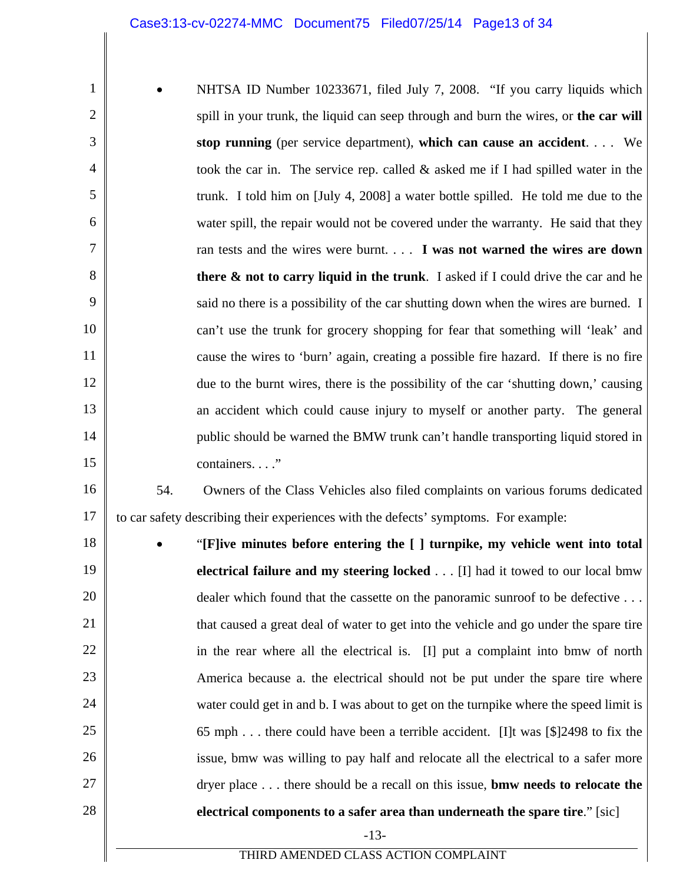- NHTSA ID Number 10233671, filed July 7, 2008. "If you carry liquids which spill in your trunk, the liquid can seep through and burn the wires, or **the car will stop running** (per service department), **which can cause an accident**. . . . We took the car in. The service rep. called & asked me if I had spilled water in the trunk. I told him on [July 4, 2008] a water bottle spilled. He told me due to the water spill, the repair would not be covered under the warranty. He said that they ran tests and the wires were burnt. . . . **I was not warned the wires are down there & not to carry liquid in the trunk**. I asked if I could drive the car and he said no there is a possibility of the car shutting down when the wires are burned. I can't use the trunk for grocery shopping for fear that something will 'leak' and cause the wires to 'burn' again, creating a possible fire hazard. If there is no fire due to the burnt wires, there is the possibility of the car 'shutting down,' causing an accident which could cause injury to myself or another party. The general public should be warned the BMW trunk can't handle transporting liquid stored in containers. . . ."

54. Owners of the Class Vehicles also filed complaints on various forums dedicated to car safety describing their experiences with the defects' symptoms. For example:

- "**[F]ive minutes before entering the [ ] turnpike, my vehicle went into total electrical failure and my steering locked** . . . [I] had it towed to our local bmw dealer which found that the cassette on the panoramic sunroof to be defective . . . that caused a great deal of water to get into the vehicle and go under the spare tire in the rear where all the electrical is. [I] put a complaint into bmw of north America because a. the electrical should not be put under the spare tire where water could get in and b. I was about to get on the turnpike where the speed limit is 65 mph . . . there could have been a terrible accident. [I]t was [$]2498 to fix the issue, bmw was willing to pay half and relocate all the electrical to a safer more dryer place . . . there should be a recall on this issue, **bmw needs to relocate the electrical components to a safer area than underneath the spare tire**." [sic]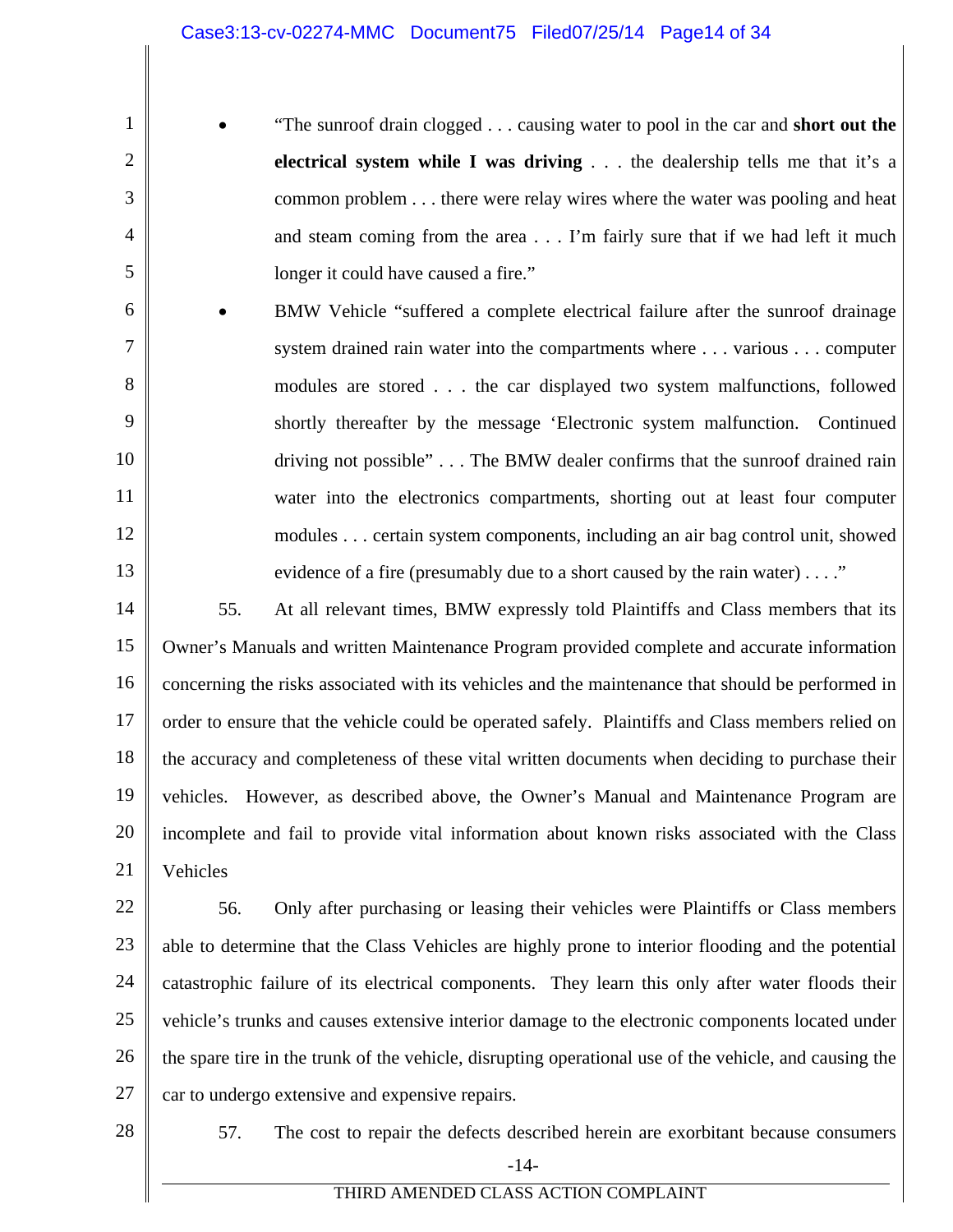- "The sunroof drain clogged . . . causing water to pool in the car and **short out the electrical system while I was driving** . . . the dealership tells me that it's a common problem . . . there were relay wires where the water was pooling and heat and steam coming from the area . . . I'm fairly sure that if we had left it much longer it could have caused a fire."
- BMW Vehicle "suffered a complete electrical failure after the sunroof drainage system drained rain water into the compartments where . . . various . . . computer modules are stored . . . the car displayed two system malfunctions, followed shortly thereafter by the message 'Electronic system malfunction. Continued driving not possible" . . . The BMW dealer confirms that the sunroof drained rain water into the electronics compartments, shorting out at least four computer modules . . . certain system components, including an air bag control unit, showed evidence of a fire (presumably due to a short caused by the rain water) . . . ."

55. At all relevant times, BMW expressly told Plaintiffs and Class members that its Owner's Manuals and written Maintenance Program provided complete and accurate information concerning the risks associated with its vehicles and the maintenance that should be performed in order to ensure that the vehicle could be operated safely. Plaintiffs and Class members relied on the accuracy and completeness of these vital written documents when deciding to purchase their vehicles. However, as described above, the Owner's Manual and Maintenance Program are incomplete and fail to provide vital information about known risks associated with the Class Vehicles

56. Only after purchasing or leasing their vehicles were Plaintiffs or Class members able to determine that the Class Vehicles are highly prone to interior flooding and the potential catastrophic failure of its electrical components. They learn this only after water floods their vehicle's trunks and causes extensive interior damage to the electronic components located under the spare tire in the trunk of the vehicle, disrupting operational use of the vehicle, and causing the car to undergo extensive and expensive repairs.

57. The cost to repair the defects described herein are exorbitant because consumers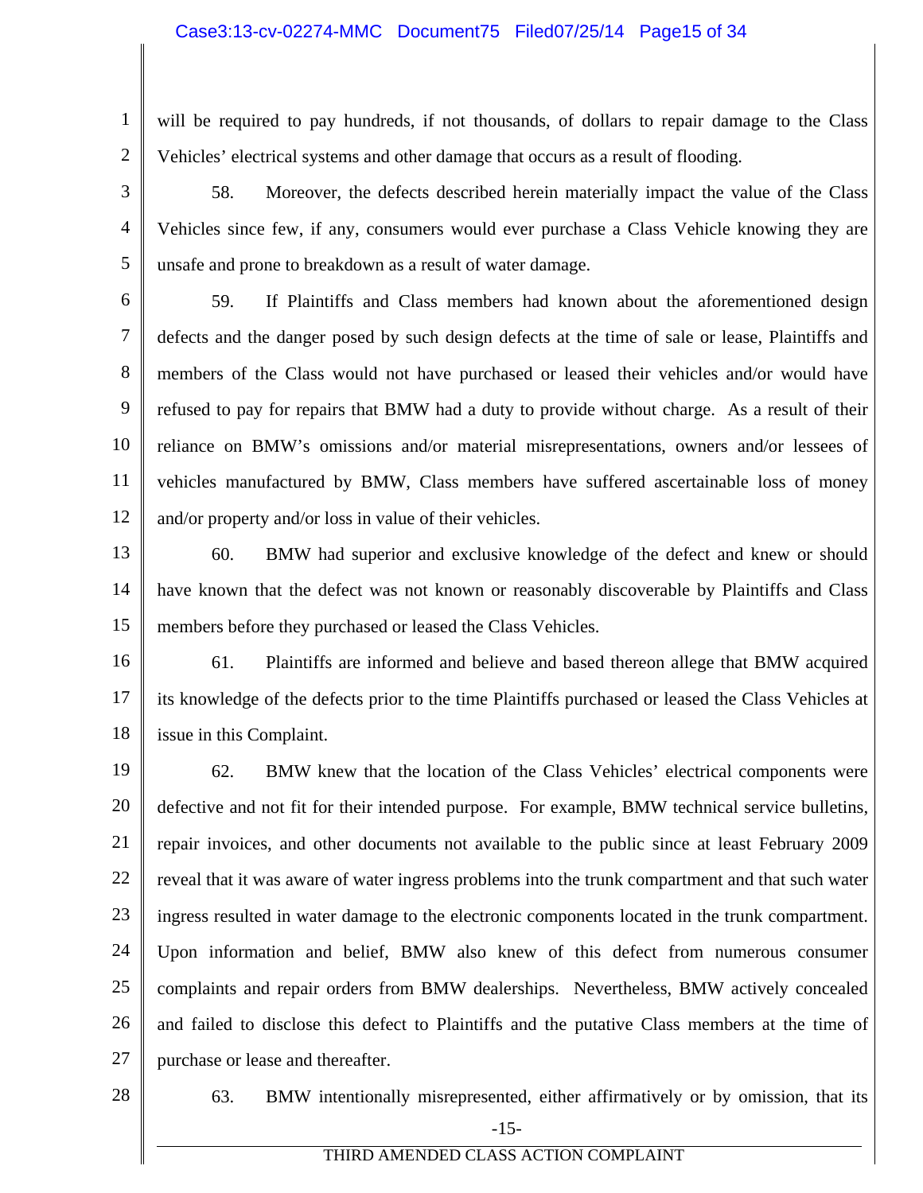will be required to pay hundreds, if not thousands, of dollars to repair damage to the Class Vehicles' electrical systems and other damage that occurs as a result of flooding.

58. Moreover, the defects described herein materially impact the value of the Class Vehicles since few, if any, consumers would ever purchase a Class Vehicle knowing they are unsafe and prone to breakdown as a result of water damage.

59. If Plaintiffs and Class members had known about the aforementioned design defects and the danger posed by such design defects at the time of sale or lease, Plaintiffs and members of the Class would not have purchased or leased their vehicles and/or would have refused to pay for repairs that BMW had a duty to provide without charge. As a result of their reliance on BMW's omissions and/or material misrepresentations, owners and/or lessees of vehicles manufactured by BMW, Class members have suffered ascertainable loss of money and/or property and/or loss in value of their vehicles.

60. BMW had superior and exclusive knowledge of the defect and knew or should have known that the defect was not known or reasonably discoverable by Plaintiffs and Class members before they purchased or leased the Class Vehicles.

61. Plaintiffs are informed and believe and based thereon allege that BMW acquired its knowledge of the defects prior to the time Plaintiffs purchased or leased the Class Vehicles at issue in this Complaint.

62. BMW knew that the location of the Class Vehicles' electrical components were defective and not fit for their intended purpose. For example, BMW technical service bulletins, repair invoices, and other documents not available to the public since at least February 2009 reveal that it was aware of water ingress problems into the trunk compartment and that such water ingress resulted in water damage to the electronic components located in the trunk compartment. Upon information and belief, BMW also knew of this defect from numerous consumer complaints and repair orders from BMW dealerships. Nevertheless, BMW actively concealed and failed to disclose this defect to Plaintiffs and the putative Class members at the time of purchase or lease and thereafter.

63. BMW intentionally misrepresented, either affirmatively or by omission, that its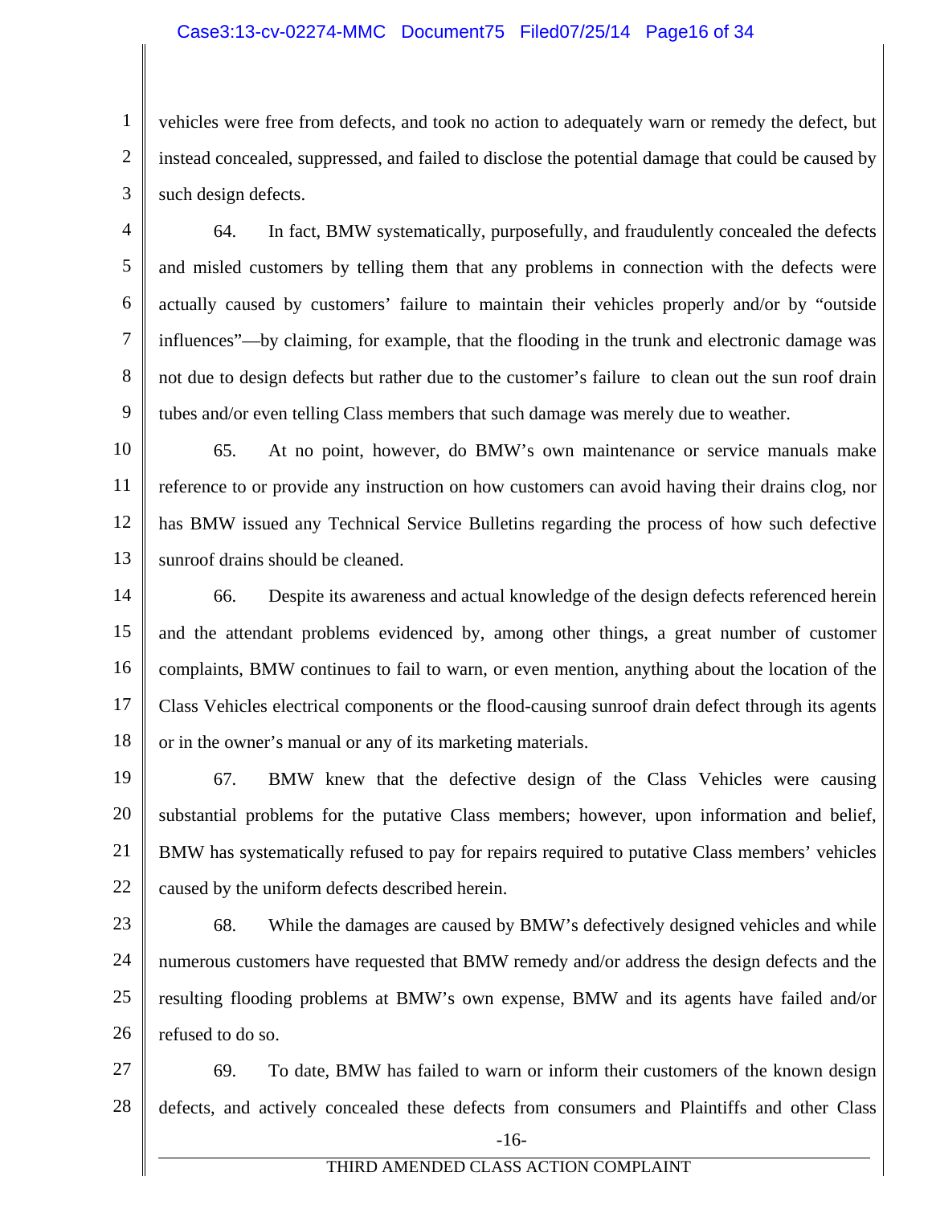vehicles were free from defects, and took no action to adequately warn or remedy the defect, but instead concealed, suppressed, and failed to disclose the potential damage that could be caused by such design defects.

64. In fact, BMW systematically, purposefully, and fraudulently concealed the defects and misled customers by telling them that any problems in connection with the defects were actually caused by customers' failure to maintain their vehicles properly and/or by "outside influences"—by claiming, for example, that the flooding in the trunk and electronic damage was not due to design defects but rather due to the customer's failure to clean out the sun roof drain tubes and/or even telling Class members that such damage was merely due to weather.

65. At no point, however, do BMW's own maintenance or service manuals make reference to or provide any instruction on how customers can avoid having their drains clog, nor has BMW issued any Technical Service Bulletins regarding the process of how such defective sunroof drains should be cleaned.

66. Despite its awareness and actual knowledge of the design defects referenced herein and the attendant problems evidenced by, among other things, a great number of customer complaints, BMW continues to fail to warn, or even mention, anything about the location of the Class Vehicles electrical components or the flood-causing sunroof drain defect through its agents or in the owner's manual or any of its marketing materials.

67. BMW knew that the defective design of the Class Vehicles were causing substantial problems for the putative Class members; however, upon information and belief, BMW has systematically refused to pay for repairs required to putative Class members' vehicles caused by the uniform defects described herein.

68. While the damages are caused by BMW's defectively designed vehicles and while numerous customers have requested that BMW remedy and/or address the design defects and the resulting flooding problems at BMW's own expense, BMW and its agents have failed and/or refused to do so.

69. To date, BMW has failed to warn or inform their customers of the known design defects, and actively concealed these defects from consumers and Plaintiffs and other Class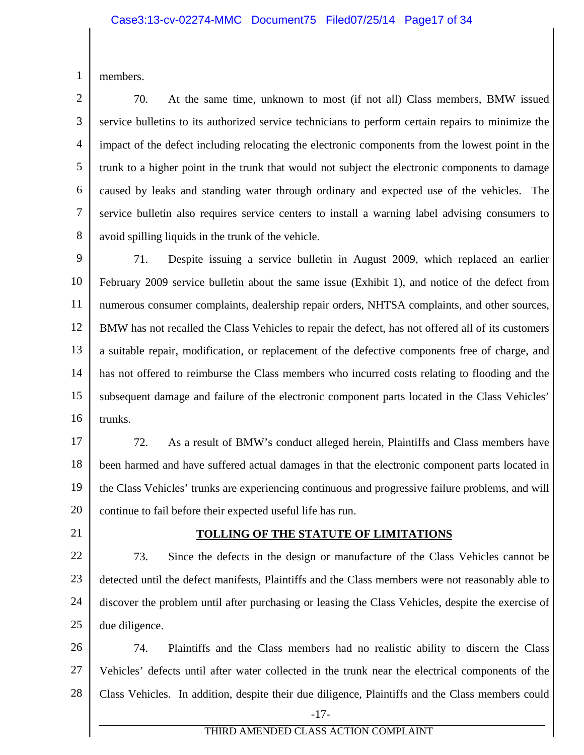members.

70. At the same time, unknown to most (if not all) Class members, BMW issued service bulletins to its authorized service technicians to perform certain repairs to minimize the impact of the defect including relocating the electronic components from the lowest point in the trunk to a higher point in the trunk that would not subject the electronic components to damage caused by leaks and standing water through ordinary and expected use of the vehicles. The service bulletin also requires service centers to install a warning label advising consumers to avoid spilling liquids in the trunk of the vehicle.

71. Despite issuing a service bulletin in August 2009, which replaced an earlier February 2009 service bulletin about the same issue (Exhibit 1), and notice of the defect from numerous consumer complaints, dealership repair orders, NHTSA complaints, and other sources, BMW has not recalled the Class Vehicles to repair the defect, has not offered all of its customers a suitable repair, modification, or replacement of the defective components free of charge, and has not offered to reimburse the Class members who incurred costs relating to flooding and the subsequent damage and failure of the electronic component parts located in the Class Vehicles' trunks.

72. As a result of BMW's conduct alleged herein, Plaintiffs and Class members have been harmed and have suffered actual damages in that the electronic component parts located in the Class Vehicles' trunks are experiencing continuous and progressive failure problems, and will continue to fail before their expected useful life has run.

## TOLLING OF THE STATUTE OF LIMITATIONS

73. Since the defects in the design or manufacture of the Class Vehicles cannot be detected until the defect manifests, Plaintiffs and the Class members were not reasonably able to discover the problem until after purchasing or leasing the Class Vehicles, despite the exercise of due diligence.

74. Plaintiffs and the Class members had no realistic ability to discern the Class Vehicles' defects until after water collected in the trunk near the electrical components of the Class Vehicles. In addition, despite their due diligence, Plaintiffs and the Class members could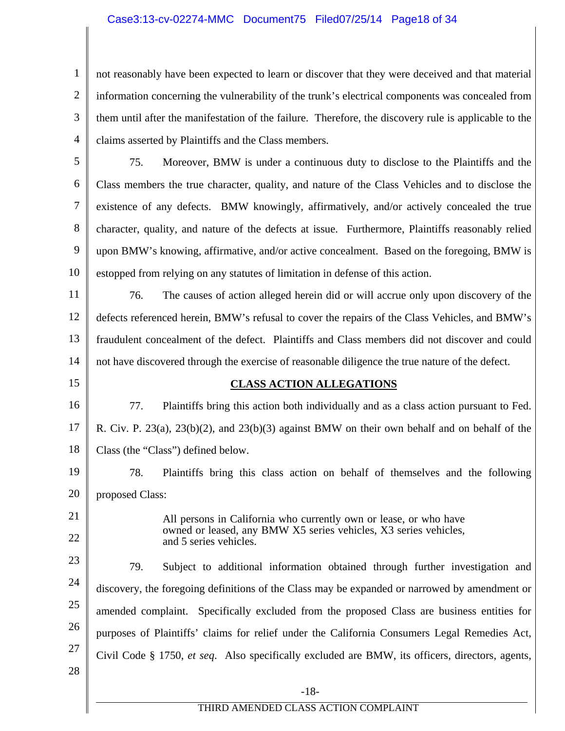not reasonably have been expected to learn or discover that they were deceived and that material information concerning the vulnerability of the trunk's electrical components was concealed from them until after the manifestation of the failure. Therefore, the discovery rule is applicable to the claims asserted by Plaintiffs and the Class members.

75. Moreover, BMW is under a continuous duty to disclose to the Plaintiffs and the Class members the true character, quality, and nature of the Class Vehicles and to disclose the existence of any defects. BMW knowingly, affirmatively, and/or actively concealed the true character, quality, and nature of the defects at issue. Furthermore, Plaintiffs reasonably relied upon BMW's knowing, affirmative, and/or active concealment. Based on the foregoing, BMW is estopped from relying on any statutes of limitation in defense of this action.

76. The causes of action alleged herein did or will accrue only upon discovery of the defects referenced herein, BMW's refusal to cover the repairs of the Class Vehicles, and BMW's fraudulent concealment of the defect. Plaintiffs and Class members did not discover and could not have discovered through the exercise of reasonable diligence the true nature of the defect.

## CLASS ACTION ALLEGATIONS

77. Plaintiffs bring this action both individually and as a class action pursuant to Fed. R. Civ. P. 23(a), 23(b)(2), and 23(b)(3) against BMW on their own behalf and on behalf of the Class (the "Class") defined below.

78. Plaintiffs bring this class action on behalf of themselves and the following proposed Class:

> All persons in California who currently own or lease, or who have owned or leased, any BMW X5 series vehicles, X3 series vehicles, and 5 series vehicles.

79. Subject to additional information obtained through further investigation and discovery, the foregoing definitions of the Class may be expanded or narrowed by amendment or amended complaint. Specifically excluded from the proposed Class are business entities for purposes of Plaintiffs' claims for relief under the California Consumers Legal Remedies Act, Civil Code § 1750, *et seq*. Also specifically excluded are BMW, its officers, directors, agents,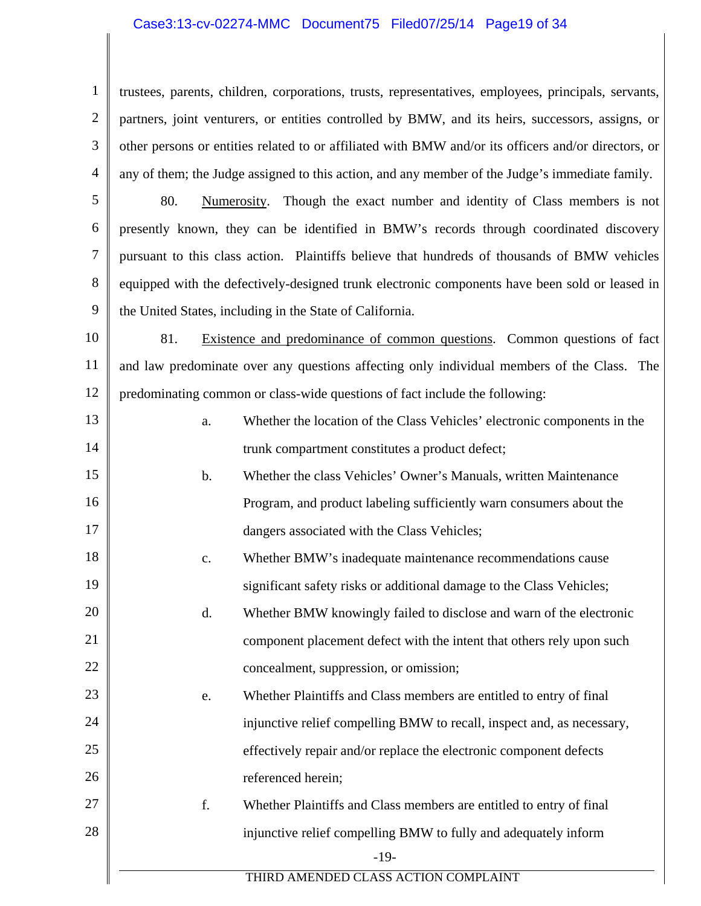trustees, parents, children, corporations, trusts, representatives, employees, principals, servants, partners, joint venturers, or entities controlled by BMW, and its heirs, successors, assigns, or other persons or entities related to or affiliated with BMW and/or its officers and/or directors, or any of them; the Judge assigned to this action, and any member of the Judge's immediate family.

80. Numerosity. Though the exact number and identity of Class members is not presently known, they can be identified in BMW's records through coordinated discovery pursuant to this class action. Plaintiffs believe that hundreds of thousands of BMW vehicles equipped with the defectively-designed trunk electronic components have been sold or leased in the United States, including in the State of California.

81. Existence and predominance of common questions. Common questions of fact and law predominate over any questions affecting only individual members of the Class. The predominating common or class-wide questions of fact include the following:

a. Whether the location of the Class Vehicles' electronic components in the trunk compartment constitutes a product defect;

b. Whether the class Vehicles' Owner's Manuals, written Maintenance Program, and product labeling sufficiently warn consumers about the dangers associated with the Class Vehicles;

c. Whether BMW's inadequate maintenance recommendations cause significant safety risks or additional damage to the Class Vehicles;

d. Whether BMW knowingly failed to disclose and warn of the electronic component placement defect with the intent that others rely upon such concealment, suppression, or omission;

e. Whether Plaintiffs and Class members are entitled to entry of final injunctive relief compelling BMW to recall, inspect and, as necessary, effectively repair and/or replace the electronic component defects referenced herein;

f. Whether Plaintiffs and Class members are entitled to entry of final injunctive relief compelling BMW to fully and adequately inform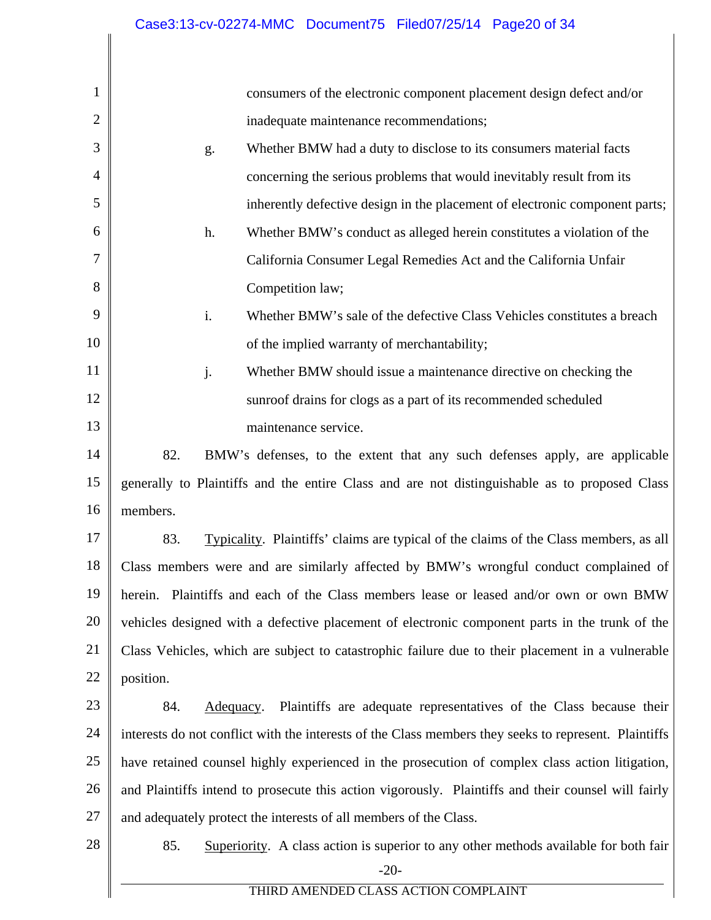consumers of the electronic component placement design defect and/or inadequate maintenance recommendations;

g. Whether BMW had a duty to disclose to its consumers material facts concerning the serious problems that would inevitably result from its inherently defective design in the placement of electronic component parts;

h. Whether BMW's conduct as alleged herein constitutes a violation of the California Consumer Legal Remedies Act and the California Unfair Competition law;

i. Whether BMW's sale of the defective Class Vehicles constitutes a breach of the implied warranty of merchantability;

j. Whether BMW should issue a maintenance directive on checking the sunroof drains for clogs as a part of its recommended scheduled maintenance service.

82. BMW's defenses, to the extent that any such defenses apply, are applicable generally to Plaintiffs and the entire Class and are not distinguishable as to proposed Class members.

83. Typicality. Plaintiffs' claims are typical of the claims of the Class members, as all Class members were and are similarly affected by BMW's wrongful conduct complained of herein. Plaintiffs and each of the Class members lease or leased and/or own or own BMW vehicles designed with a defective placement of electronic component parts in the trunk of the Class Vehicles, which are subject to catastrophic failure due to their placement in a vulnerable position.

84. Adequacy. Plaintiffs are adequate representatives of the Class because their interests do not conflict with the interests of the Class members they seeks to represent. Plaintiffs have retained counsel highly experienced in the prosecution of complex class action litigation, and Plaintiffs intend to prosecute this action vigorously. Plaintiffs and their counsel will fairly and adequately protect the interests of all members of the Class.

85. Superiority. A class action is superior to any other methods available for both fair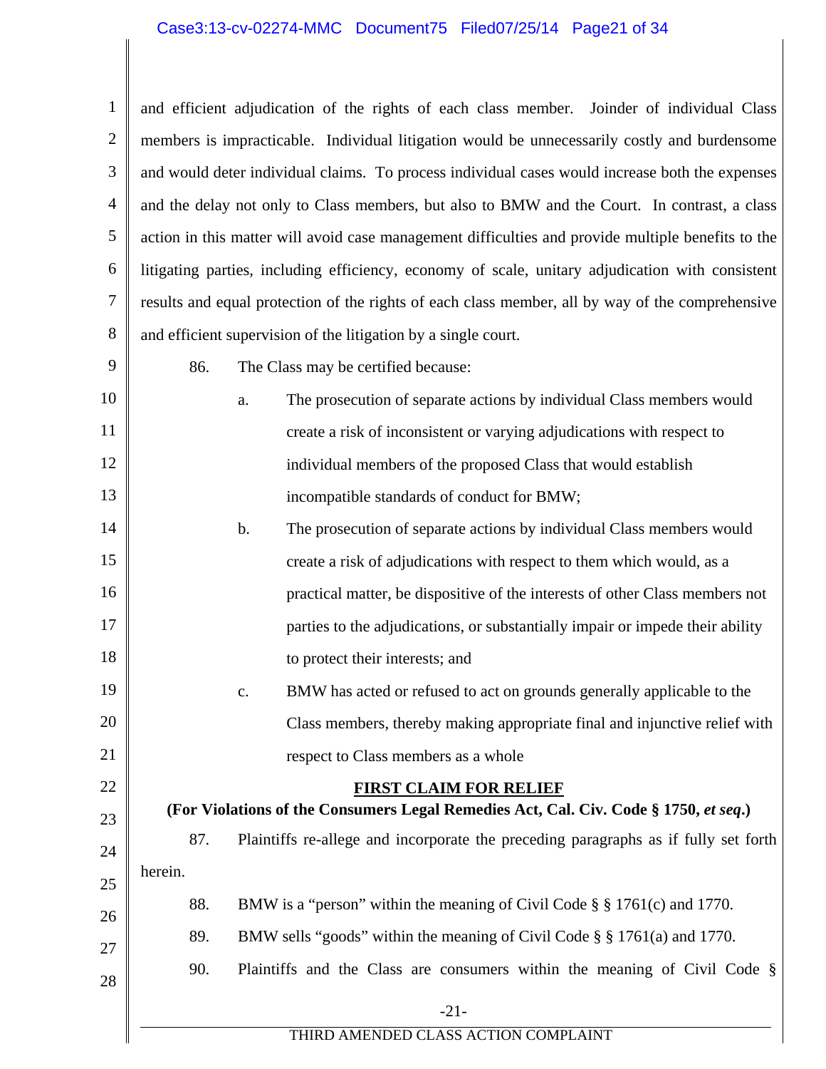and efficient adjudication of the rights of each class member. Joinder of individual Class members is impracticable. Individual litigation would be unnecessarily costly and burdensome and would deter individual claims. To process individual cases would increase both the expenses and the delay not only to Class members, but also to BMW and the Court. In contrast, a class action in this matter will avoid case management difficulties and provide multiple benefits to the litigating parties, including efficiency, economy of scale, unitary adjudication with consistent results and equal protection of the rights of each class member, all by way of the comprehensive and efficient supervision of the litigation by a single court.

86. The Class may be certified because:

a. The prosecution of separate actions by individual Class members would create a risk of inconsistent or varying adjudications with respect to individual members of the proposed Class that would establish incompatible standards of conduct for BMW;

b. The prosecution of separate actions by individual Class members would create a risk of adjudications with respect to them which would, as a practical matter, be dispositive of the interests of other Class members not parties to the adjudications, or substantially impair or impede their ability to protect their interests; and

c. BMW has acted or refused to act on grounds generally applicable to the Class members, thereby making appropriate final and injunctive relief with respect to Class members as a whole

**FIRST CLAIM FOR RELIEF**

**(For Violations of the Consumers Legal Remedies Act, Cal. Civ. Code § 1750, *et seq*.)**

87. Plaintiffs re-allege and incorporate the preceding paragraphs as if fully set forth herein.

88. BMW is a "person" within the meaning of Civil Code § § 1761(c) and 1770.

89. BMW sells "goods" within the meaning of Civil Code § § 1761(a) and 1770.

90. Plaintiffs and the Class are consumers within the meaning of Civil Code §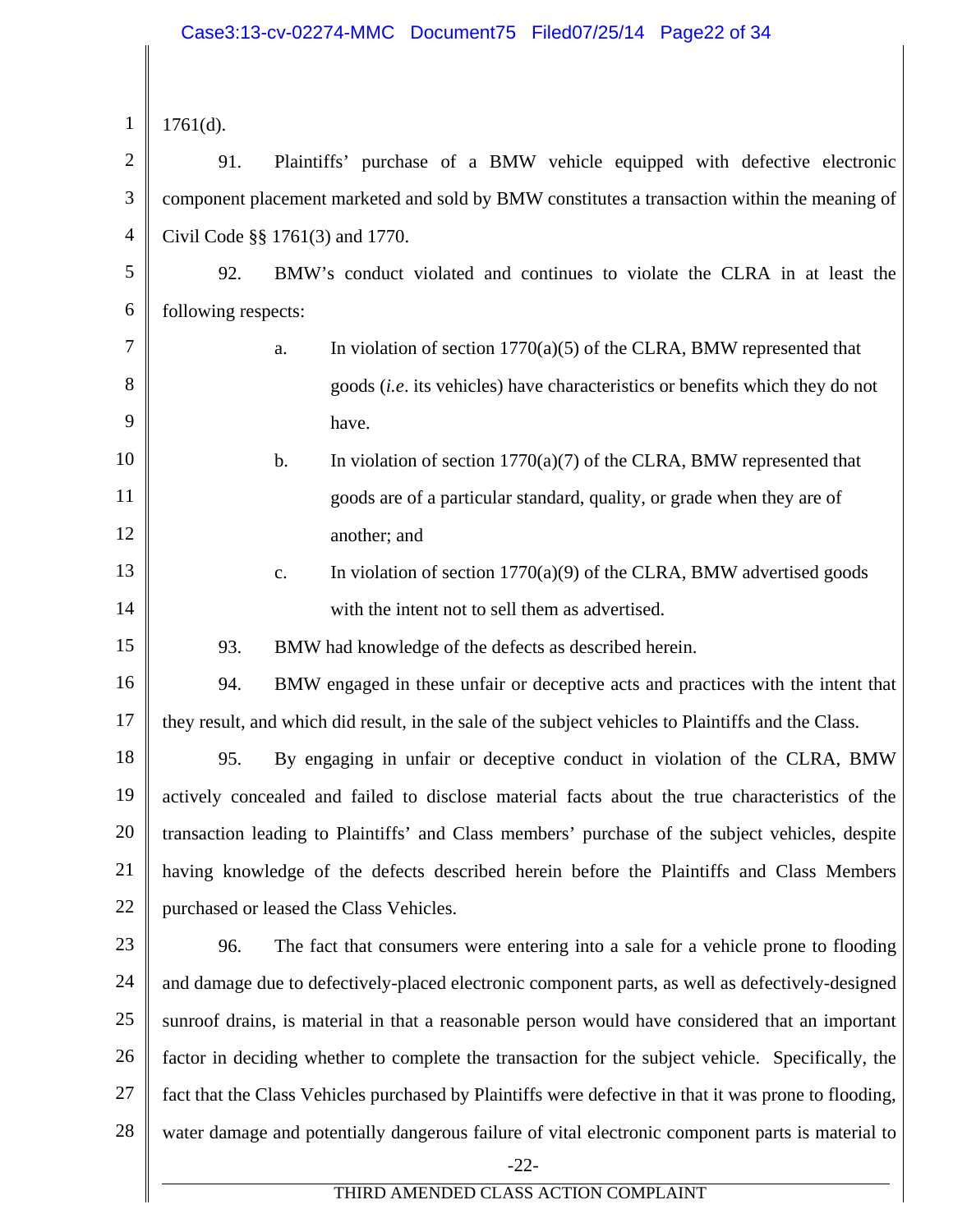1761(d).

91. Plaintiffs' purchase of a BMW vehicle equipped with defective electronic component placement marketed and sold by BMW constitutes a transaction within the meaning of Civil Code §§ 1761(3) and 1770.

92. BMW's conduct violated and continues to violate the CLRA in at least the following respects:

a. In violation of section 1770(a)(5) of the CLRA, BMW represented that goods (*i.e*. its vehicles) have characteristics or benefits which they do not have.

b. In violation of section 1770(a)(7) of the CLRA, BMW represented that goods are of a particular standard, quality, or grade when they are of another; and

c. In violation of section 1770(a)(9) of the CLRA, BMW advertised goods with the intent not to sell them as advertised.

93. BMW had knowledge of the defects as described herein.

94. BMW engaged in these unfair or deceptive acts and practices with the intent that they result, and which did result, in the sale of the subject vehicles to Plaintiffs and the Class.

95. By engaging in unfair or deceptive conduct in violation of the CLRA, BMW actively concealed and failed to disclose material facts about the true characteristics of the transaction leading to Plaintiffs' and Class members' purchase of the subject vehicles, despite having knowledge of the defects described herein before the Plaintiffs and Class Members purchased or leased the Class Vehicles.

96. The fact that consumers were entering into a sale for a vehicle prone to flooding and damage due to defectively-placed electronic component parts, as well as defectively-designed sunroof drains, is material in that a reasonable person would have considered that an important factor in deciding whether to complete the transaction for the subject vehicle. Specifically, the fact that the Class Vehicles purchased by Plaintiffs were defective in that it was prone to flooding, water damage and potentially dangerous failure of vital electronic component parts is material to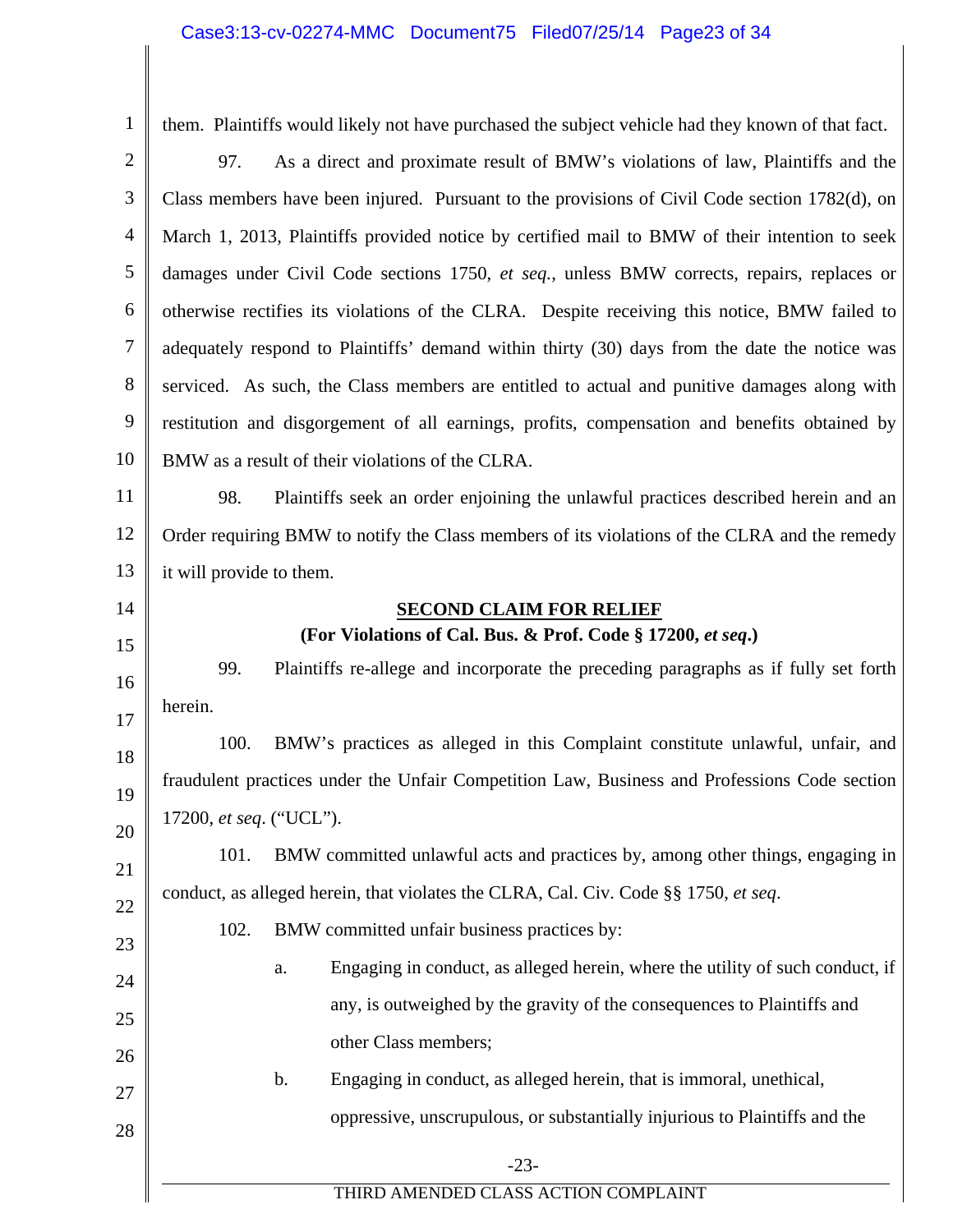them. Plaintiffs would likely not have purchased the subject vehicle had they known of that fact.

97. As a direct and proximate result of BMW's violations of law, Plaintiffs and the Class members have been injured. Pursuant to the provisions of Civil Code section 1782(d), on March 1, 2013, Plaintiffs provided notice by certified mail to BMW of their intention to seek damages under Civil Code sections 1750, *et seq.*, unless BMW corrects, repairs, replaces or otherwise rectifies its violations of the CLRA. Despite receiving this notice, BMW failed to adequately respond to Plaintiffs' demand within thirty (30) days from the date the notice was serviced. As such, the Class members are entitled to actual and punitive damages along with restitution and disgorgement of all earnings, profits, compensation and benefits obtained by BMW as a result of their violations of the CLRA.

98. Plaintiffs seek an order enjoining the unlawful practices described herein and an Order requiring BMW to notify the Class members of its violations of the CLRA and the remedy it will provide to them.

**SECOND CLAIM FOR RELIEF**

**(For Violations of Cal. Bus. & Prof. Code § 17200, *et seq*.)**

99. Plaintiffs re-allege and incorporate the preceding paragraphs as if fully set forth herein.

100. BMW's practices as alleged in this Complaint constitute unlawful, unfair, and fraudulent practices under the Unfair Competition Law, Business and Professions Code section 17200, *et seq*. ("UCL").

101. BMW committed unlawful acts and practices by, among other things, engaging in conduct, as alleged herein, that violates the CLRA, Cal. Civ. Code §§ 1750, *et seq*.

102. BMW committed unfair business practices by:

a. Engaging in conduct, as alleged herein, where the utility of such conduct, if any, is outweighed by the gravity of the consequences to Plaintiffs and other Class members;

b. Engaging in conduct, as alleged herein, that is immoral, unethical, oppressive, unscrupulous, or substantially injurious to Plaintiffs and the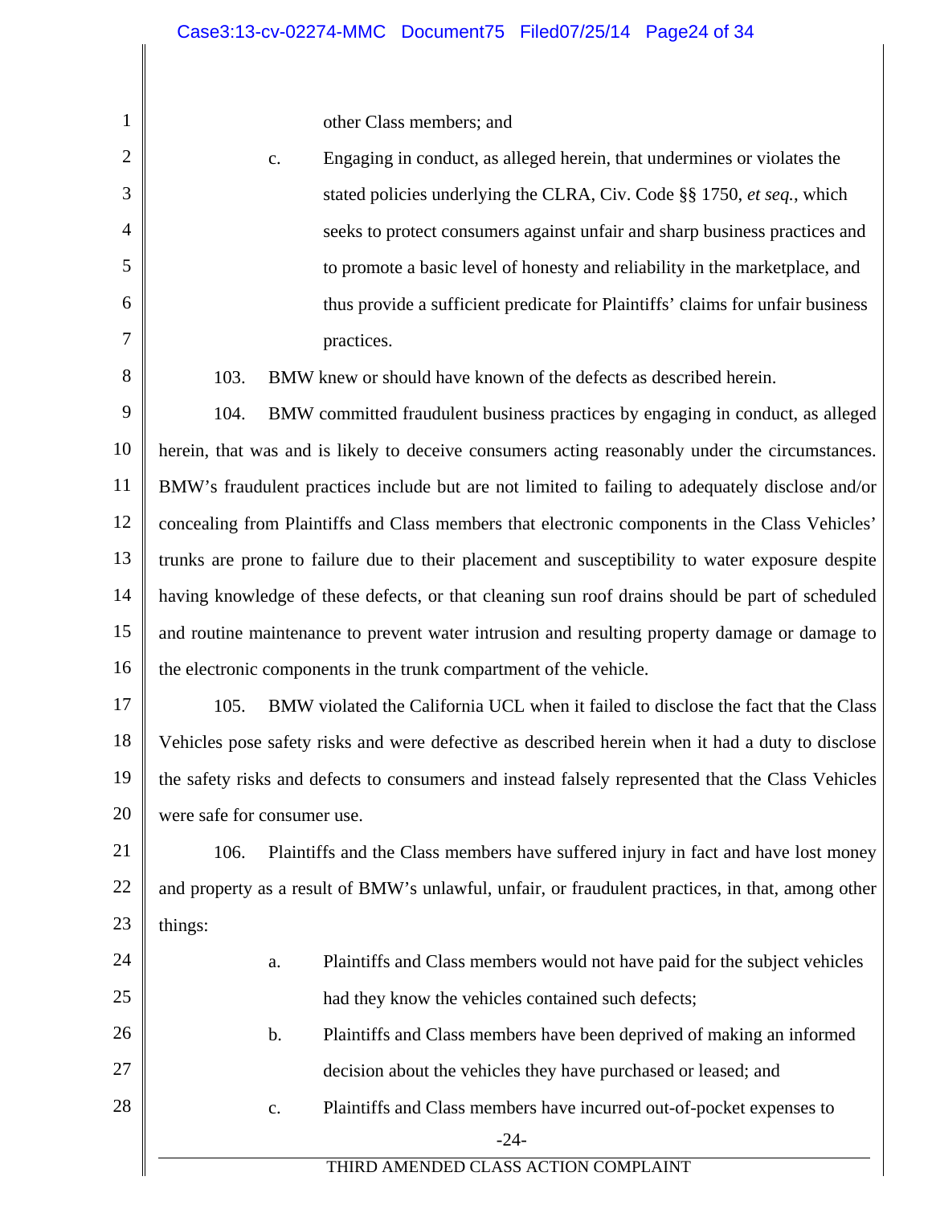other Class members; and

c. Engaging in conduct, as alleged herein, that undermines or violates the stated policies underlying the CLRA, Civ. Code §§ 1750, *et seq.*, which seeks to protect consumers against unfair and sharp business practices and to promote a basic level of honesty and reliability in the marketplace, and thus provide a sufficient predicate for Plaintiffs' claims for unfair business practices.

103. BMW knew or should have known of the defects as described herein.

104. BMW committed fraudulent business practices by engaging in conduct, as alleged herein, that was and is likely to deceive consumers acting reasonably under the circumstances. BMW's fraudulent practices include but are not limited to failing to adequately disclose and/or concealing from Plaintiffs and Class members that electronic components in the Class Vehicles' trunks are prone to failure due to their placement and susceptibility to water exposure despite having knowledge of these defects, or that cleaning sun roof drains should be part of scheduled and routine maintenance to prevent water intrusion and resulting property damage or damage to the electronic components in the trunk compartment of the vehicle.

105. BMW violated the California UCL when it failed to disclose the fact that the Class Vehicles pose safety risks and were defective as described herein when it had a duty to disclose the safety risks and defects to consumers and instead falsely represented that the Class Vehicles were safe for consumer use.

106. Plaintiffs and the Class members have suffered injury in fact and have lost money and property as a result of BMW's unlawful, unfair, or fraudulent practices, in that, among other things:

a. Plaintiffs and Class members would not have paid for the subject vehicles had they know the vehicles contained such defects;

b. Plaintiffs and Class members have been deprived of making an informed decision about the vehicles they have purchased or leased; and

c. Plaintiffs and Class members have incurred out-of-pocket expenses to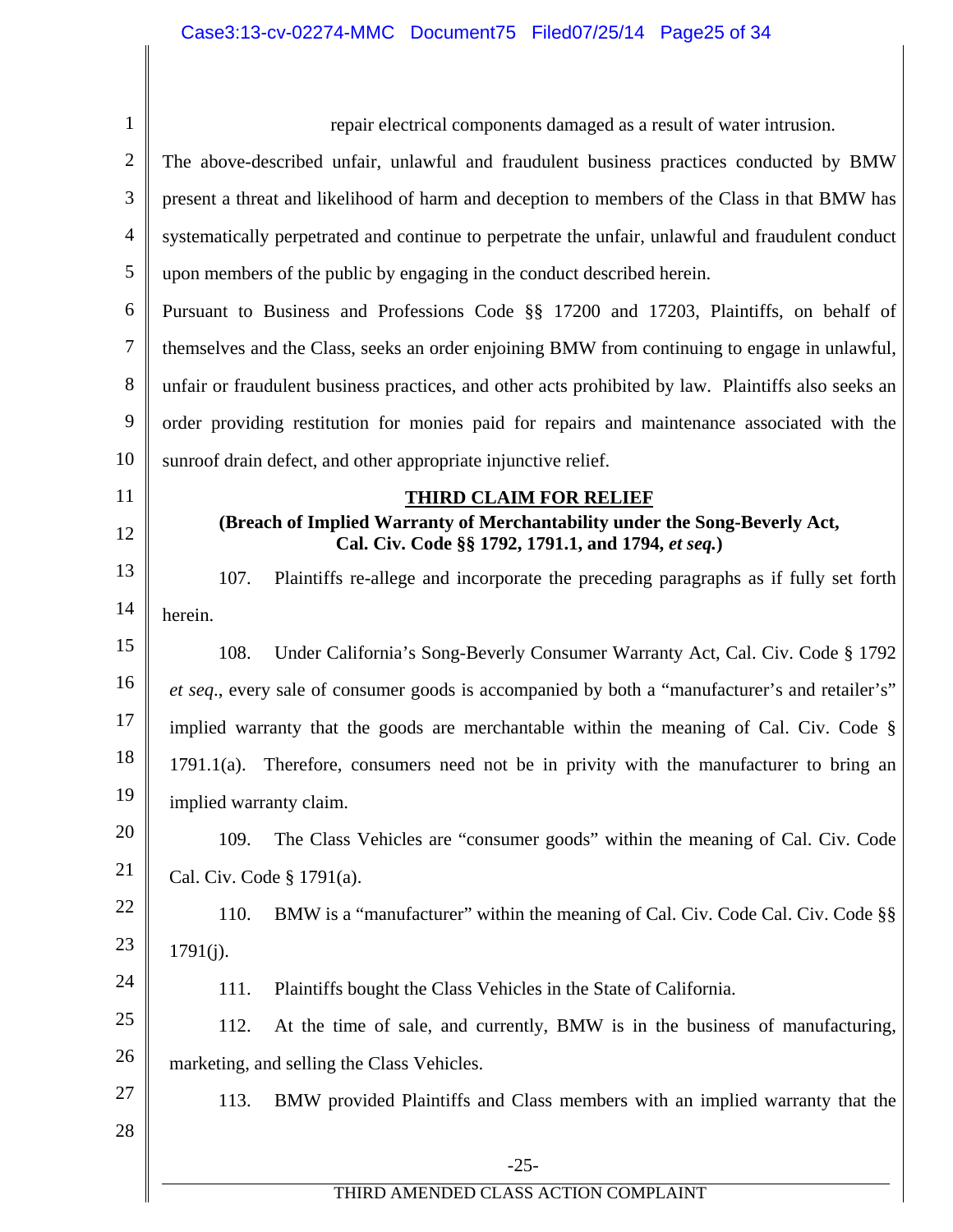repair electrical components damaged as a result of water intrusion.

The above-described unfair, unlawful and fraudulent business practices conducted by BMW present a threat and likelihood of harm and deception to members of the Class in that BMW has systematically perpetrated and continue to perpetrate the unfair, unlawful and fraudulent conduct upon members of the public by engaging in the conduct described herein.

Pursuant to Business and Professions Code §§ 17200 and 17203, Plaintiffs, on behalf of themselves and the Class, seeks an order enjoining BMW from continuing to engage in unlawful, unfair or fraudulent business practices, and other acts prohibited by law. Plaintiffs also seeks an order providing restitution for monies paid for repairs and maintenance associated with the sunroof drain defect, and other appropriate injunctive relief.

## THIRD CLAIM FOR RELIEF

**(Breach of Implied Warranty of Merchantability under the Song-Beverly Act, Cal. Civ. Code §§ 1792, 1791.1, and 1794, *et seq.*)**

107. Plaintiffs re-allege and incorporate the preceding paragraphs as if fully set forth herein.

108. Under California's Song-Beverly Consumer Warranty Act, Cal. Civ. Code § 1792 *et seq*., every sale of consumer goods is accompanied by both a "manufacturer's and retailer's" implied warranty that the goods are merchantable within the meaning of Cal. Civ. Code § 1791.1(a). Therefore, consumers need not be in privity with the manufacturer to bring an implied warranty claim.

109. The Class Vehicles are "consumer goods" within the meaning of Cal. Civ. Code Cal. Civ. Code § 1791(a).

110. BMW is a "manufacturer" within the meaning of Cal. Civ. Code Cal. Civ. Code §§ 1791(j).

111. Plaintiffs bought the Class Vehicles in the State of California.

112. At the time of sale, and currently, BMW is in the business of manufacturing, marketing, and selling the Class Vehicles.

113. BMW provided Plaintiffs and Class members with an implied warranty that the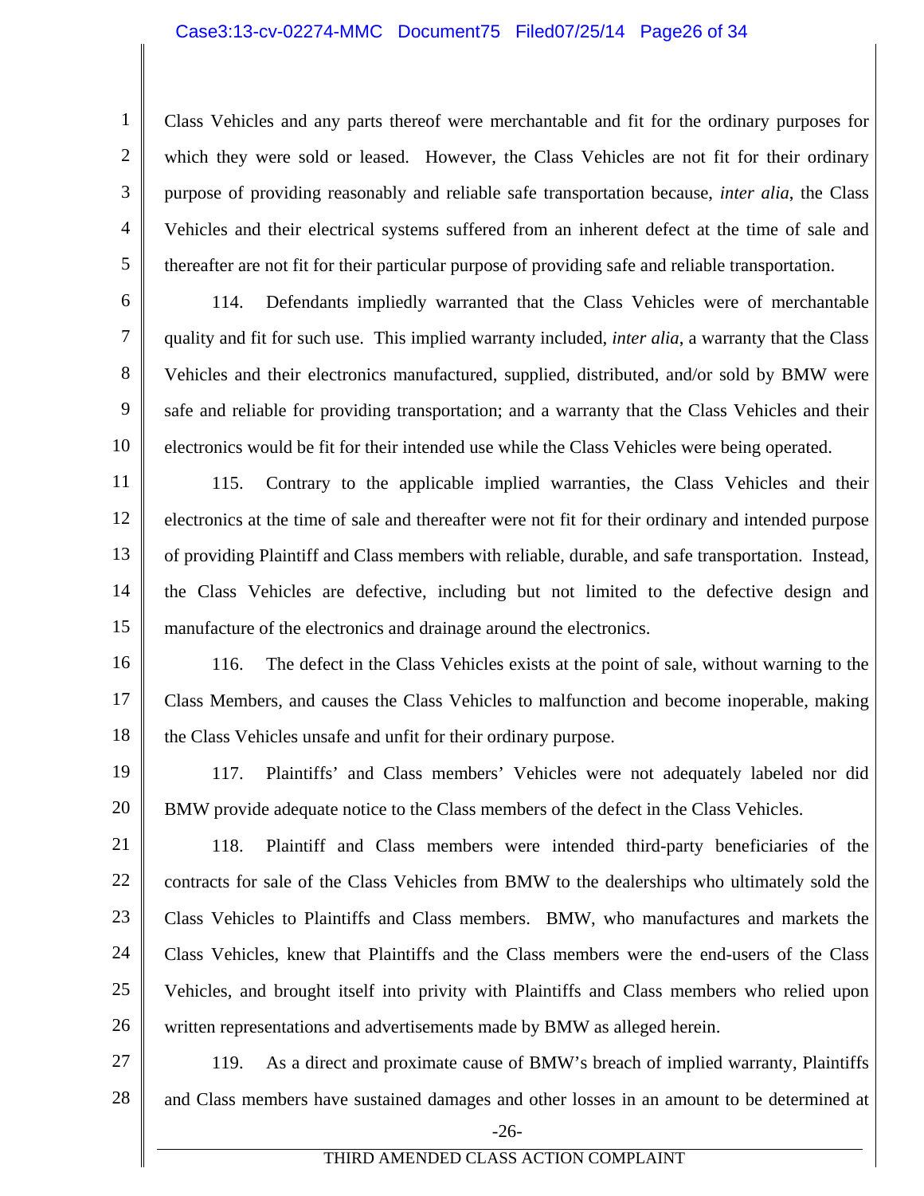Class Vehicles and any parts thereof were merchantable and fit for the ordinary purposes for which they were sold or leased. However, the Class Vehicles are not fit for their ordinary purpose of providing reasonably and reliable safe transportation because, *inter alia*, the Class Vehicles and their electrical systems suffered from an inherent defect at the time of sale and thereafter are not fit for their particular purpose of providing safe and reliable transportation.

114. Defendants impliedly warranted that the Class Vehicles were of merchantable quality and fit for such use. This implied warranty included, *inter alia*, a warranty that the Class Vehicles and their electronics manufactured, supplied, distributed, and/or sold by BMW were safe and reliable for providing transportation; and a warranty that the Class Vehicles and their electronics would be fit for their intended use while the Class Vehicles were being operated.

115. Contrary to the applicable implied warranties, the Class Vehicles and their electronics at the time of sale and thereafter were not fit for their ordinary and intended purpose of providing Plaintiff and Class members with reliable, durable, and safe transportation. Instead, the Class Vehicles are defective, including but not limited to the defective design and manufacture of the electronics and drainage around the electronics.

116. The defect in the Class Vehicles exists at the point of sale, without warning to the Class Members, and causes the Class Vehicles to malfunction and become inoperable, making the Class Vehicles unsafe and unfit for their ordinary purpose.

117. Plaintiffs' and Class members' Vehicles were not adequately labeled nor did BMW provide adequate notice to the Class members of the defect in the Class Vehicles.

118. Plaintiff and Class members were intended third-party beneficiaries of the contracts for sale of the Class Vehicles from BMW to the dealerships who ultimately sold the Class Vehicles to Plaintiffs and Class members. BMW, who manufactures and markets the Class Vehicles, knew that Plaintiffs and the Class members were the end-users of the Class Vehicles, and brought itself into privity with Plaintiffs and Class members who relied upon written representations and advertisements made by BMW as alleged herein.

119. As a direct and proximate cause of BMW's breach of implied warranty, Plaintiffs and Class members have sustained damages and other losses in an amount to be determined at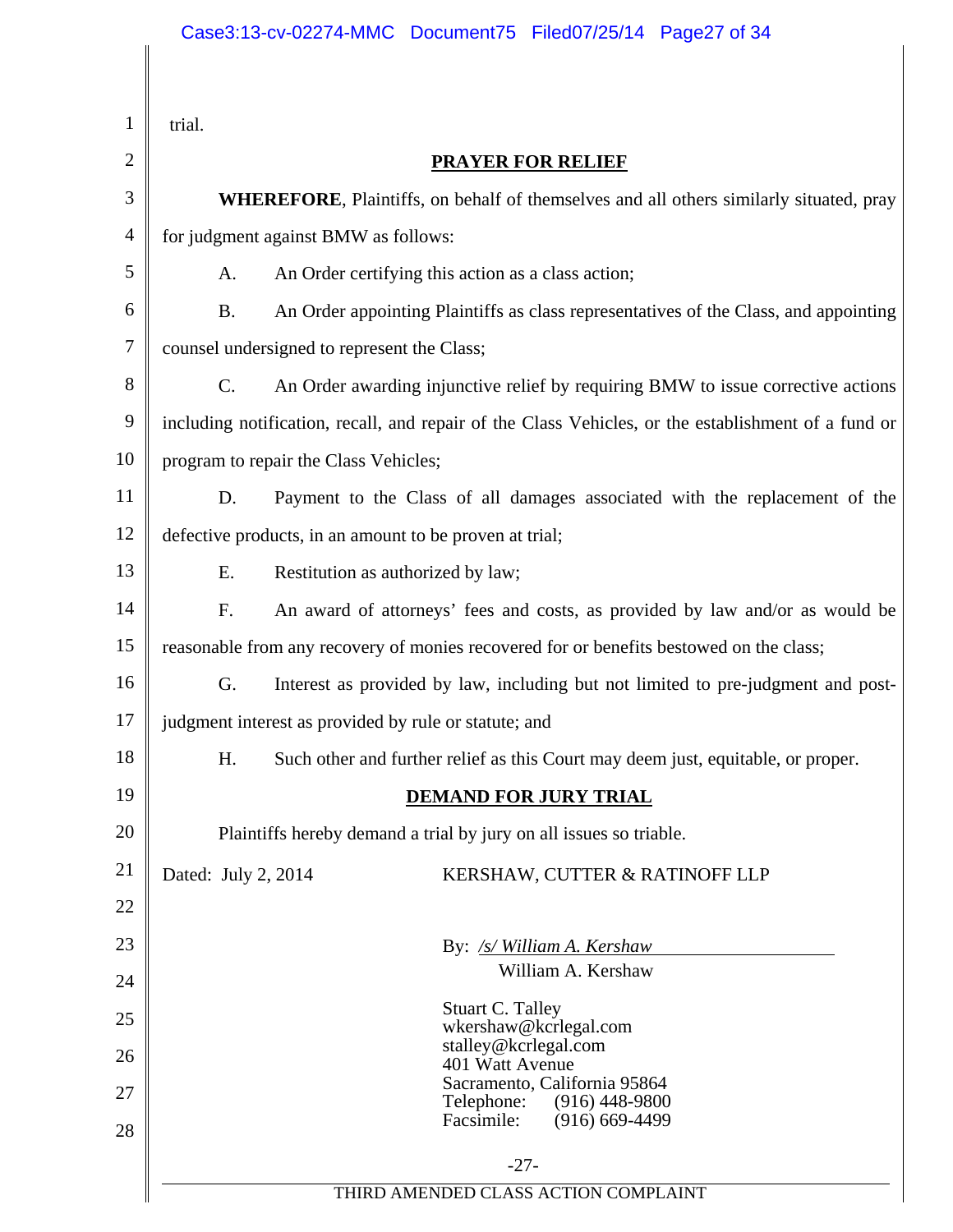trial.

## PRAYER FOR RELIEF

**WHEREFORE**, Plaintiffs, on behalf of themselves and all others similarly situated, pray for judgment against BMW as follows:

A. An Order certifying this action as a class action;

B. An Order appointing Plaintiffs as class representatives of the Class, and appointing counsel undersigned to represent the Class;

C. An Order awarding injunctive relief by requiring BMW to issue corrective actions including notification, recall, and repair of the Class Vehicles, or the establishment of a fund or program to repair the Class Vehicles;

D. Payment to the Class of all damages associated with the replacement of the defective products, in an amount to be proven at trial;

E. Restitution as authorized by law;

F. An award of attorneys' fees and costs, as provided by law and/or as would be reasonable from any recovery of monies recovered for or benefits bestowed on the class;

G. Interest as provided by law, including but not limited to pre-judgment and post-judgment interest as provided by rule or statute; and

H. Such other and further relief as this Court may deem just, equitable, or proper.

## DEMAND FOR JURY TRIAL

Plaintiffs hereby demand a trial by jury on all issues so triable.

Dated: July 2, 2014

KERSHAW, CUTTER & RATINOFF LLP

By: */s/ William A. Kershaw*
William A. Kershaw

Stuart C. Talley
wkershaw@kcrlegal.com
stalley@kcrlegal.com
401 Watt Avenue
Sacramento, California 95864
Telephone: (916) 448-9800
Facsimile: (916) 669-4499

THIRD AMENDED CLASS ACTION COMPLAINT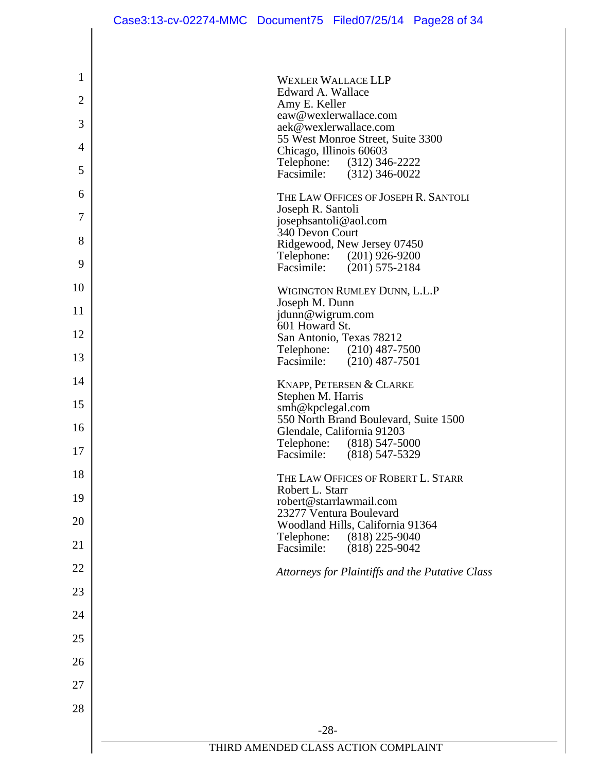WEXLER WALLACE LLP
Edward A. Wallace
Amy E. Keller
eaw@wexlerwallace.com
aek@wexlerwallace.com
55 West Monroe Street, Suite 3300
Chicago, Illinois 60603
Telephone: (312) 346-2222
Facsimile: (312) 346-0022

THE LAW OFFICES OF JOSEPH R. SANTOLI
Joseph R. Santoli
josephsantoli@aol.com
340 Devon Court
Ridgewood, New Jersey 07450
Telephone: (201) 926-9200
Facsimile: (201) 575-2184

WIGINGTON RUMLEY DUNN, L.L.P
Joseph M. Dunn
jdunn@wigrum.com
601 Howard St.
San Antonio, Texas 78212
Telephone: (210) 487-7500
Facsimile: (210) 487-7501

KNAPP, PETERSEN & CLARKE
Stephen M. Harris
smh@kpclegal.com
550 North Brand Boulevard, Suite 1500
Glendale, California 91203
Telephone: (818) 547-5000
Facsimile: (818) 547-5329

THE LAW OFFICES OF ROBERT L. STARR
Robert L. Starr
robert@starrlawmail.com
23277 Ventura Boulevard
Woodland Hills, California 91364
Telephone: (818) 225-9040
Facsimile: (818) 225-9042

*Attorneys for Plaintiffs and the Putative Class*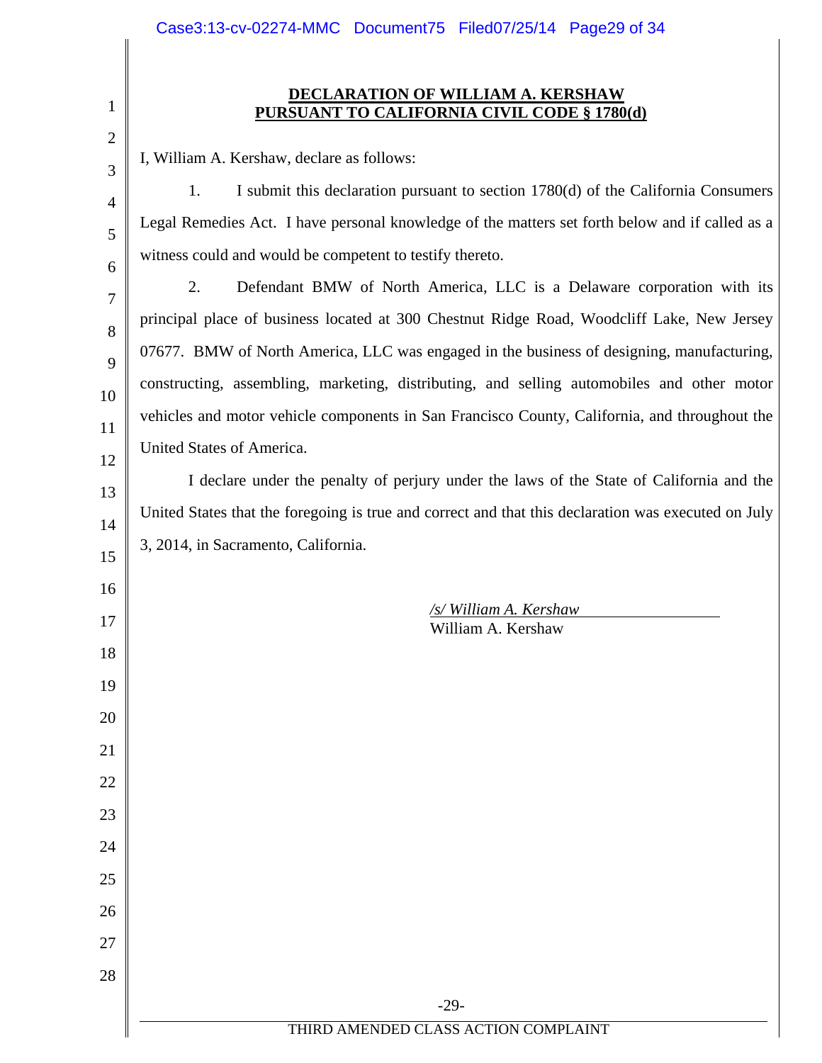**DECLARATION OF WILLIAM A. KERSHAW**
**PURSUANT TO CALIFORNIA CIVIL CODE § 1780(d)**

I, William A. Kershaw, declare as follows:

1. I submit this declaration pursuant to section 1780(d) of the California Consumers Legal Remedies Act. I have personal knowledge of the matters set forth below and if called as a witness could and would be competent to testify thereto.

2. Defendant BMW of North America, LLC is a Delaware corporation with its principal place of business located at 300 Chestnut Ridge Road, Woodcliff Lake, New Jersey 07677. BMW of North America, LLC was engaged in the business of designing, manufacturing, constructing, assembling, marketing, distributing, and selling automobiles and other motor vehicles and motor vehicle components in San Francisco County, California, and throughout the United States of America.

I declare under the penalty of perjury under the laws of the State of California and the United States that the foregoing is true and correct and that this declaration was executed on July 3, 2014, in Sacramento, California.

*/s/ William A. Kershaw*
William A. Kershaw

THIRD AMENDED CLASS ACTION COMPLAINT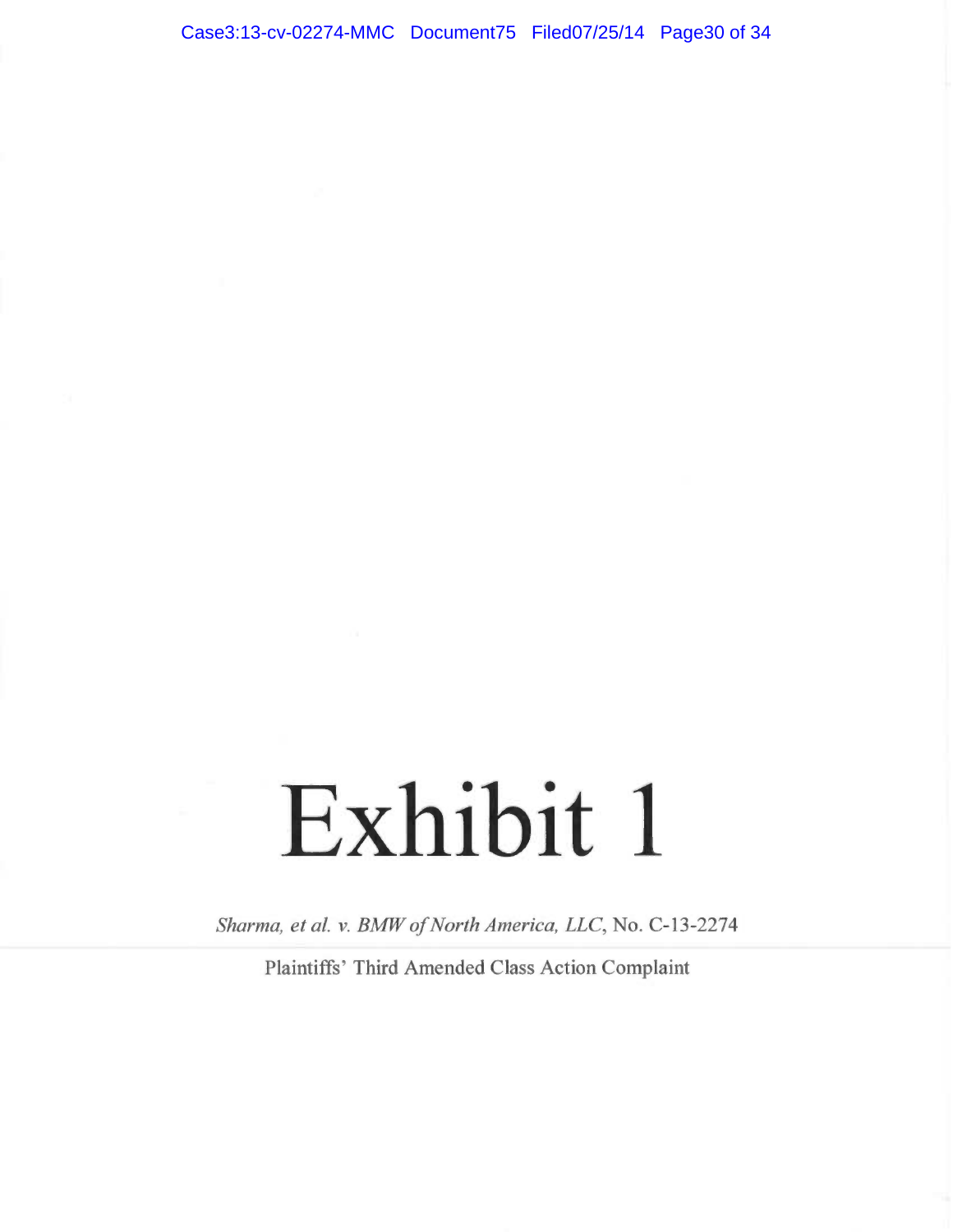# Exhibit 1

*Sharma, et al. v. BMW of North America, LLC*, No. C-13-2274

Plaintiffs' Third Amended Class Action Complaint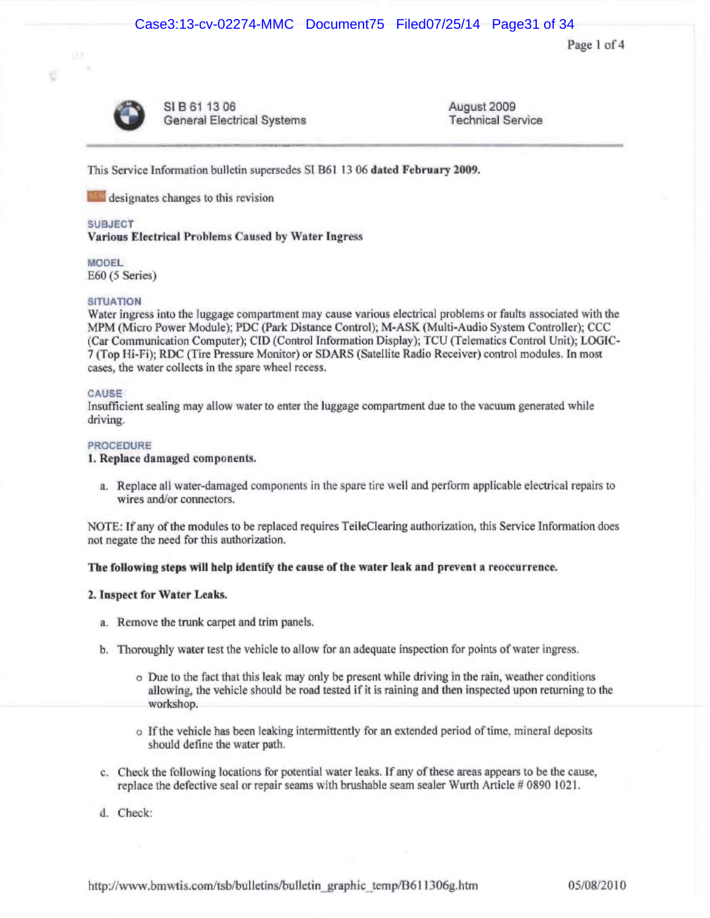SI B 61 13 06
General Electrical Systems

August 2009
Technical Service

This Service Information bulletin supersedes SI B61 13 06 **dated February 2009.**

NEW designates changes to this revision

SUBJECT

**Various Electrical Problems Caused by Water Ingress**

MODEL

E60 (5 Series)

SITUATION

Water ingress into the luggage compartment may cause various electrical problems or faults associated with the MPM (Micro Power Module); PDC (Park Distance Control); M-ASK (Multi-Audio System Controller); CCC (Car Communication Computer); CID (Control Information Display); TCU (Telematics Control Unit); LOGIC-7 (Top Hi-Fi); RDC (Tire Pressure Monitor) or SDARS (Satellite Radio Receiver) control modules. In most cases, the water collects in the spare wheel recess.

CAUSE

Insufficient sealing may allow water to enter the luggage compartment due to the vacuum generated while driving.

PROCEDURE

**1. Replace damaged components.**

a. Replace all water-damaged components in the spare tire well and perform applicable electrical repairs to wires and/or connectors.

NOTE: If any of the modules to be replaced requires TeileClearing authorization, this Service Information does not negate the need for this authorization.

**The following steps will help identify the cause of the water leak and prevent a reoccurrence.**

**2. Inspect for Water Leaks.**

a. Remove the trunk carpet and trim panels.

b. Thoroughly water test the vehicle to allow for an adequate inspection for points of water ingress.

  - Due to the fact that this leak may only be present while driving in the rain, weather conditions allowing, the vehicle should be road tested if it is raining and then inspected upon returning to the workshop.
  - If the vehicle has been leaking intermittently for an extended period of time, mineral deposits should define the water path.

c. Check the following locations for potential water leaks. If any of these areas appears to be the cause, replace the defective seal or repair seams with brushable seam sealer Wurth Article # 0890 1021.

d. Check:

http://www.bmwtis.com/tsb/bulletins/bulletin_graphic_temp/B611306g.htm 05/08/2010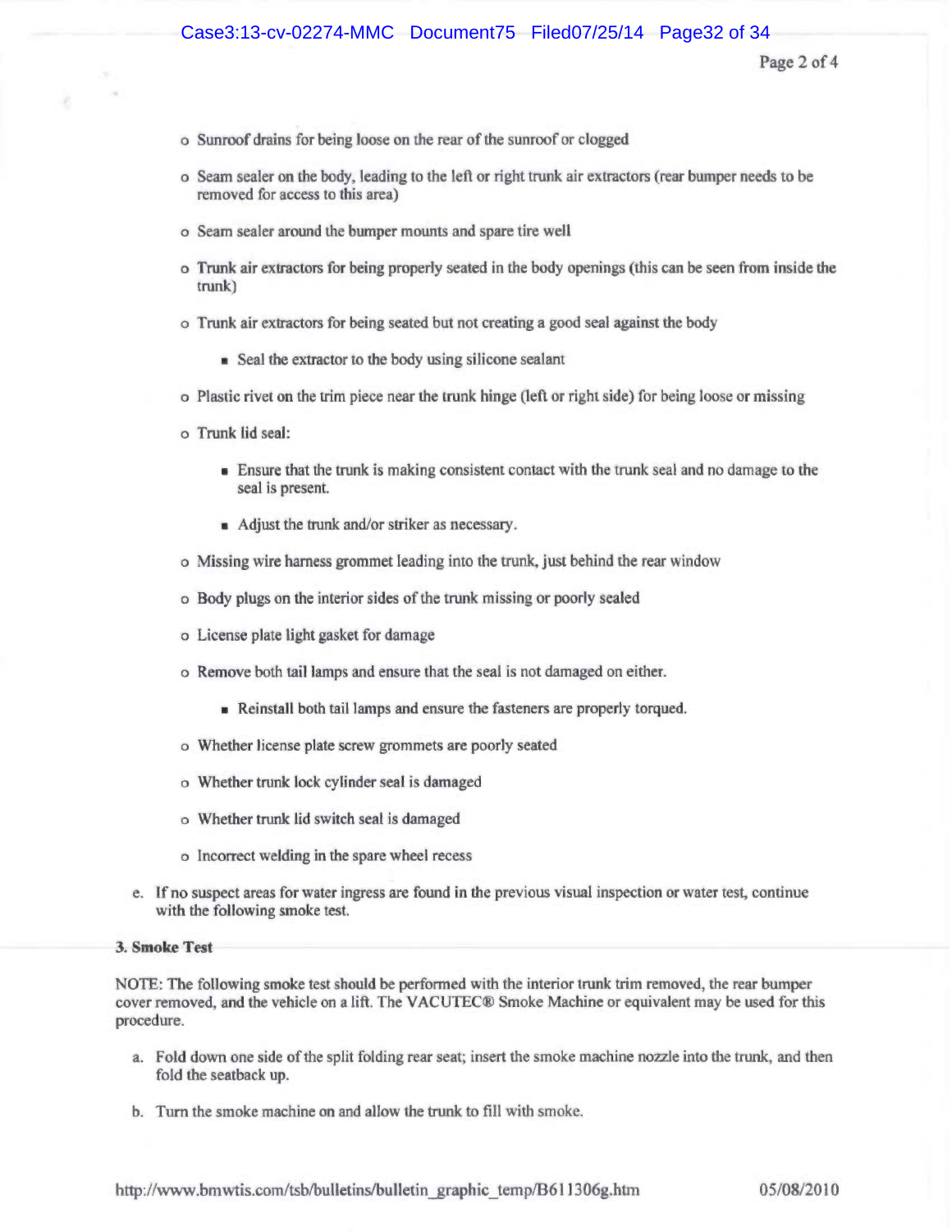- Sunroof drains for being loose on the rear of the sunroof or clogged
- Seam sealer on the body, leading to the left or right trunk air extractors (rear bumper needs to be removed for access to this area)
- Seam sealer around the bumper mounts and spare tire well
- Trunk air extractors for being properly seated in the body openings (this can be seen from inside the trunk)
- Trunk air extractors for being seated but not creating a good seal against the body
    - Seal the extractor to the body using silicone sealant
- Plastic rivet on the trim piece near the trunk hinge (left or right side) for being loose or missing
- Trunk lid seal:
    - Ensure that the trunk is making consistent contact with the trunk seal and no damage to the seal is present.
    - Adjust the trunk and/or striker as necessary.
- Missing wire harness grommet leading into the trunk, just behind the rear window
- Body plugs on the interior sides of the trunk missing or poorly sealed
- License plate light gasket for damage
- Remove both tail lamps and ensure that the seal is not damaged on either.
    - Reinstall both tail lamps and ensure the fasteners are properly torqued.
- Whether license plate screw grommets are poorly seated
- Whether trunk lock cylinder seal is damaged
- Whether trunk lid switch seal is damaged
- Incorrect welding in the spare wheel recess

e. If no suspect areas for water ingress are found in the previous visual inspection or water test, continue with the following smoke test.

**3. Smoke Test**

NOTE: The following smoke test should be performed with the interior trunk trim removed, the rear bumper cover removed, and the vehicle on a lift. The VACUTEC® Smoke Machine or equivalent may be used for this procedure.

a. Fold down one side of the split folding rear seat; insert the smoke machine nozzle into the trunk, and then fold the seatback up.

b. Turn the smoke machine on and allow the trunk to fill with smoke.

http://www.bmwtis.com/tsb/bulletins/bulletin_graphic_temp/B611306g.htm 05/08/2010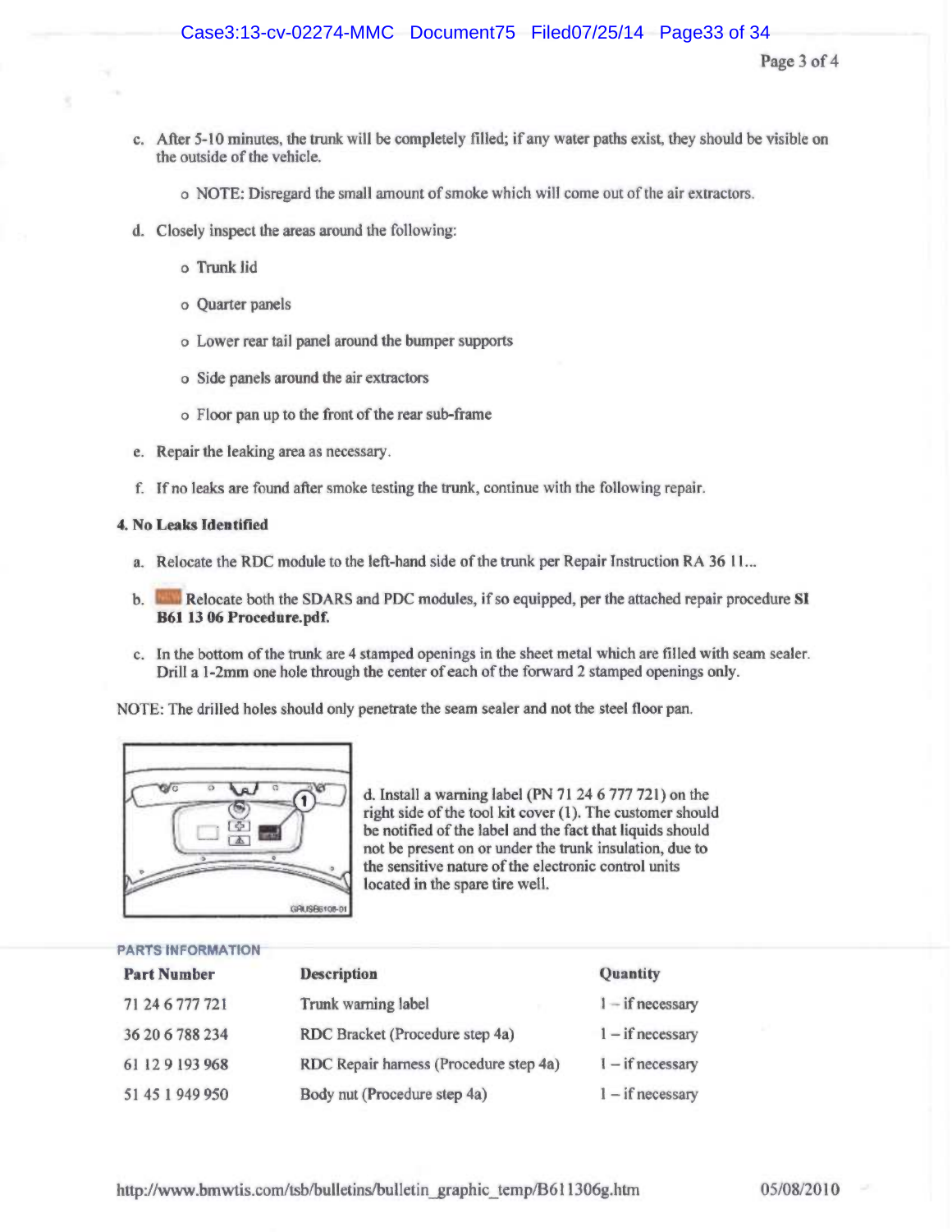c. After 5-10 minutes, the trunk will be completely filled; if any water paths exist, they should be visible on the outside of the vehicle.

   - NOTE: Disregard the small amount of smoke which will come out of the air extractors.

d. Closely inspect the areas around the following:

   - Trunk lid
   - Quarter panels
   - Lower rear tail panel around the bumper supports
   - Side panels around the air extractors
   - Floor pan up to the front of the rear sub-frame

e. Repair the leaking area as necessary.

f. If no leaks are found after smoke testing the trunk, continue with the following repair.

**4. No Leaks Identified**

a. Relocate the RDC module to the left-hand side of the trunk per Repair Instruction RA 36 11...

b. Relocate both the SDARS and PDC modules, if so equipped, per the attached repair procedure **SI B61 13 06 Procedure.pdf.**

c. In the bottom of the trunk are 4 stamped openings in the sheet metal which are filled with seam sealer. Drill a 1-2mm one hole through the center of each of the forward 2 stamped openings only.

NOTE: The drilled holes should only penetrate the seam sealer and not the steel floor pan.

d. Install a warning label (PN 71 24 6 777 721) on the right side of the tool kit cover (1). The customer should be notified of the label and the fact that liquids should not be present on or under the trunk insulation, due to the sensitive nature of the electronic control units located in the spare tire well.

PARTS INFORMATION

| Part Number | Description | Quantity |
|---|---|---|
| 71 24 6 777 721 | Trunk warning label | 1 – if necessary |
| 36 20 6 788 234 | RDC Bracket (Procedure step 4a) | 1 – if necessary |
| 61 12 9 193 968 | RDC Repair harness (Procedure step 4a) | 1 – if necessary |
| 51 45 1 949 950 | Body nut (Procedure step 4a) | 1 – if necessary |

http://www.bmwtis.com/tsb/bulletins/bulletin_graphic_temp/B611306g.htm 05/08/2010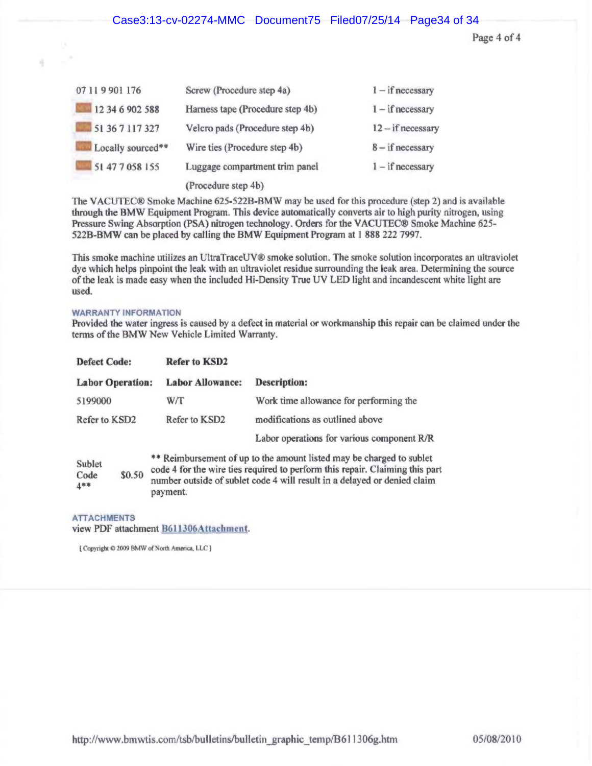| | | |
|---|---|---|
| 07 11 9 901 176 | Screw (Procedure step 4a) | 1 – if necessary |
| 12 34 6 902 588 | Harness tape (Procedure step 4b) | 1 – if necessary |
| 51 36 7 117 327 | Velcro pads (Procedure step 4b) | 12 – if necessary |
| Locally sourced** | Wire ties (Procedure step 4b) | 8 – if necessary |
| 51 47 7 058 155 | Luggage compartment trim panel (Procedure step 4b) | 1 – if necessary |

The VACUTEC® Smoke Machine 625-522B-BMW may be used for this procedure (step 2) and is available through the BMW Equipment Program. This device automatically converts air to high purity nitrogen, using Pressure Swing Absorption (PSA) nitrogen technology. Orders for the VACUTEC® Smoke Machine 625-522B-BMW can be placed by calling the BMW Equipment Program at 1 888 222 7997.

This smoke machine utilizes an UltraTraceUV® smoke solution. The smoke solution incorporates an ultraviolet dye which helps pinpoint the leak with an ultraviolet residue surrounding the leak area. Determining the source of the leak is made easy when the included Hi-Density True UV LED light and incandescent white light are used.

### WARRANTY INFORMATION

Provided the water ingress is caused by a defect in material or workmanship this repair can be claimed under the terms of the BMW New Vehicle Limited Warranty.

**Defect Code:** **Refer to KSD2**

| Labor Operation: | Labor Allowance: | Description: |
|---|---|---|
| 5199000 | W/T | Work time allowance for performing the modifications as outlined above |
| Refer to KSD2 | Refer to KSD2 | Labor operations for various component R/R |

| | | |
|---|---|---|
| Sublet Code 4** | $0.50 | ** Reimbursement of up to the amount listed may be charged to sublet code 4 for the wire ties required to perform this repair. Claiming this part number outside of sublet code 4 will result in a delayed or denied claim payment. |

### ATTACHMENTS

view PDF attachment B611306Attachment.

[ Copyright © 2009 BMW of North America, LLC ]

http://www.bmwtis.com/tsb/bulletins/bulletin_graphic_temp/B611306g.htm 05/08/2010